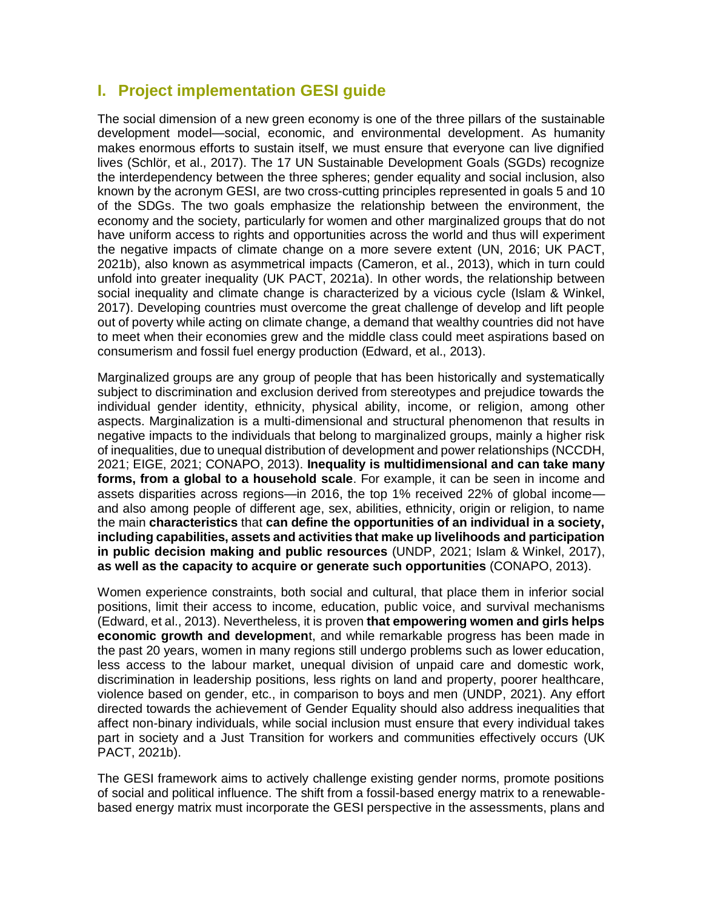# I. Project implementation GESI guide

The social dimension of a new green economy is one of the three pillars of the sustainable development model—social, economic, and environmental development. As humanity makes enormous efforts to sustain itself, we must ensure that everyone can live dignified lives (Schlör, et al., 2017). The 17 UN Sustainable Development Goals (SGDs) recognize the interdependency between the three spheres; gender equality and social inclusion, also known by the acronym GESI, are two cross-cutting principles represented in goals 5 and 10 of the SDGs. The two goals emphasize the relationship between the environment, the economy and the society, particularly for women and other marginalized groups that do not have uniform access to rights and opportunities across the world and thus will experiment the negative impacts of climate change on a more severe extent (UN, 2016; UK PACT, 2021b), also known as asymmetrical impacts (Cameron, et al., 2013), which in turn could unfold into greater inequality (UK PACT, 2021a). In other words, the relationship between social inequality and climate change is characterized by a vicious cycle (Islam & Winkel, 2017). Developing countries must overcome the great challenge of develop and lift people out of poverty while acting on climate change, a demand that wealthy countries did not have to meet when their economies grew and the middle class could meet aspirations based on consumerism and fossil fuel energy production (Edward, et al., 2013).

Marginalized groups are any group of people that has been historically and systematically subject to discrimination and exclusion derived from stereotypes and prejudice towards the individual gender identity, ethnicity, physical ability, income, or religion, among other aspects. Marginalization is a multi-dimensional and structural phenomenon that results in negative impacts to the individuals that belong to marginalized groups, mainly a higher risk of inequalities, due to unequal distribution of development and power relationships (NCCDH, 2021; EIGE, 2021; CONAPO, 2013). **Inequality is multidimensional and can take many forms, from a global to a household scale**. For example, it can be seen in income and assets disparities across regions—in 2016, the top 1% received 22% of global income—and also among people of different age, sex, abilities, ethnicity, origin or religion, to name the main **characteristics** that **can define the opportunities of an individual in a society, including capabilities, assets and activities that make up livelihoods and participation in public decision making and public resources** (UNDP, 2021; Islam & Winkel, 2017), **as well as the capacity to acquire or generate such opportunities** (CONAPO, 2013).

Women experience constraints, both social and cultural, that place them in inferior social positions, limit their access to income, education, public voice, and survival mechanisms (Edward, et al., 2013). Nevertheless, it is proven **that empowering women and girls helps economic growth and developmen**t, and while remarkable progress has been made in the past 20 years, women in many regions still undergo problems such as lower education, less access to the labour market, unequal division of unpaid care and domestic work, discrimination in leadership positions, less rights on land and property, poorer healthcare, violence based on gender, etc., in comparison to boys and men (UNDP, 2021). Any effort directed towards the achievement of Gender Equality should also address inequalities that affect non-binary individuals, while social inclusion must ensure that every individual takes part in society and a Just Transition for workers and communities effectively occurs (UK PACT, 2021b).

The GESI framework aims to actively challenge existing gender norms, promote positions of social and political influence. The shift from a fossil-based energy matrix to a renewable-based energy matrix must incorporate the GESI perspective in the assessments, plans and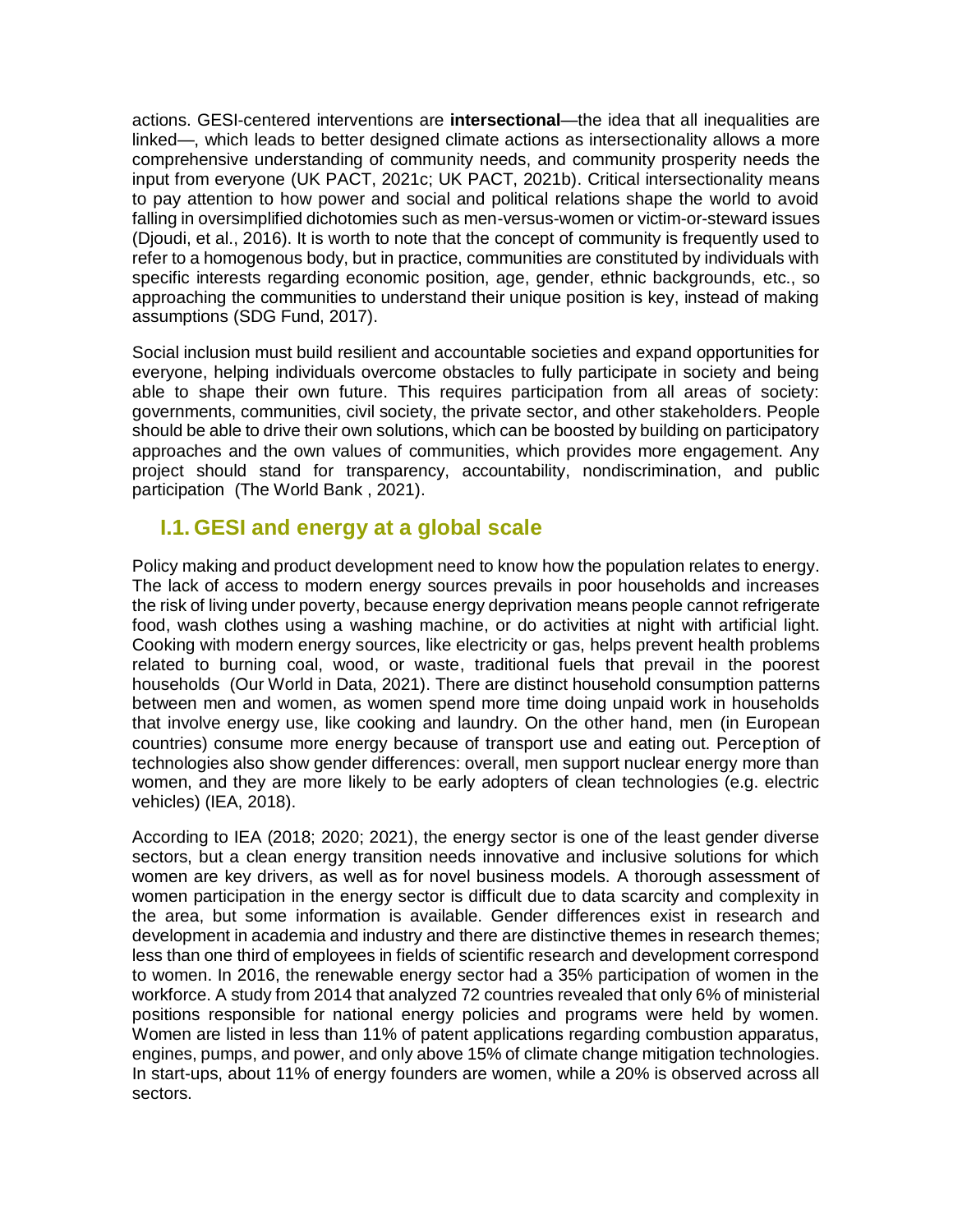actions. GESI-centered interventions are **intersectional**—the idea that all inequalities are linked—, which leads to better designed climate actions as intersectionality allows a more comprehensive understanding of community needs, and community prosperity needs the input from everyone (UK PACT, 2021c; UK PACT, 2021b). Critical intersectionality means to pay attention to how power and social and political relations shape the world to avoid falling in oversimplified dichotomies such as men-versus-women or victim-or-steward issues (Djoudi, et al., 2016). It is worth to note that the concept of community is frequently used to refer to a homogenous body, but in practice, communities are constituted by individuals with specific interests regarding economic position, age, gender, ethnic backgrounds, etc., so approaching the communities to understand their unique position is key, instead of making assumptions (SDG Fund, 2017).

Social inclusion must build resilient and accountable societies and expand opportunities for everyone, helping individuals overcome obstacles to fully participate in society and being able to shape their own future. This requires participation from all areas of society: governments, communities, civil society, the private sector, and other stakeholders. People should be able to drive their own solutions, which can be boosted by building on participatory approaches and the own values of communities, which provides more engagement. Any project should stand for transparency, accountability, nondiscrimination, and public participation (The World Bank , 2021).

## I.1. GESI and energy at a global scale

Policy making and product development need to know how the population relates to energy. The lack of access to modern energy sources prevails in poor households and increases the risk of living under poverty, because energy deprivation means people cannot refrigerate food, wash clothes using a washing machine, or do activities at night with artificial light. Cooking with modern energy sources, like electricity or gas, helps prevent health problems related to burning coal, wood, or waste, traditional fuels that prevail in the poorest households (Our World in Data, 2021). There are distinct household consumption patterns between men and women, as women spend more time doing unpaid work in households that involve energy use, like cooking and laundry. On the other hand, men (in European countries) consume more energy because of transport use and eating out. Perception of technologies also show gender differences: overall, men support nuclear energy more than women, and they are more likely to be early adopters of clean technologies (e.g. electric vehicles) (IEA, 2018).

According to IEA (2018; 2020; 2021), the energy sector is one of the least gender diverse sectors, but a clean energy transition needs innovative and inclusive solutions for which women are key drivers, as well as for novel business models. A thorough assessment of women participation in the energy sector is difficult due to data scarcity and complexity in the area, but some information is available. Gender differences exist in research and development in academia and industry and there are distinctive themes in research themes; less than one third of employees in fields of scientific research and development correspond to women. In 2016, the renewable energy sector had a 35% participation of women in the workforce. A study from 2014 that analyzed 72 countries revealed that only 6% of ministerial positions responsible for national energy policies and programs were held by women. Women are listed in less than 11% of patent applications regarding combustion apparatus, engines, pumps, and power, and only above 15% of climate change mitigation technologies. In start-ups, about 11% of energy founders are women, while a 20% is observed across all sectors.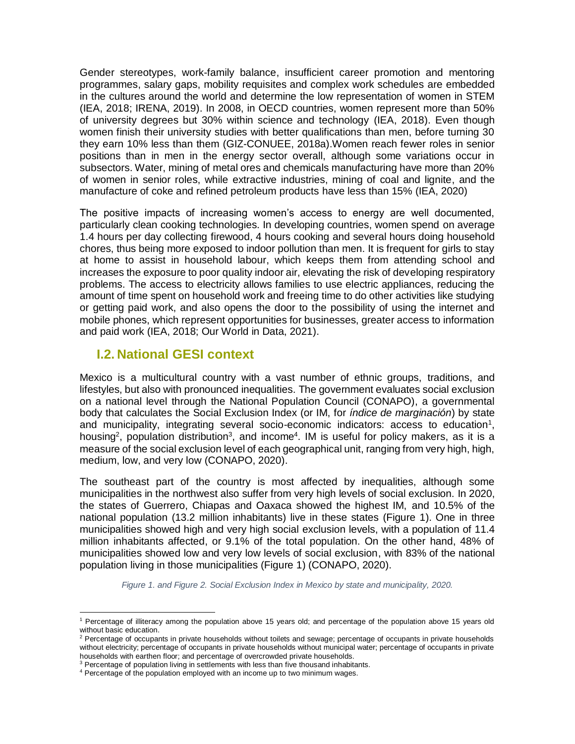Gender stereotypes, work-family balance, insufficient career promotion and mentoring programmes, salary gaps, mobility requisites and complex work schedules are embedded in the cultures around the world and determine the low representation of women in STEM (IEA, 2018; IRENA, 2019). In 2008, in OECD countries, women represent more than 50% of university degrees but 30% within science and technology (IEA, 2018). Even though women finish their university studies with better qualifications than men, before turning 30 they earn 10% less than them (GIZ-CONUEE, 2018a).Women reach fewer roles in senior positions than in men in the energy sector overall, although some variations occur in subsectors. Water, mining of metal ores and chemicals manufacturing have more than 20% of women in senior roles, while extractive industries, mining of coal and lignite, and the manufacture of coke and refined petroleum products have less than 15% (IEA, 2020)

The positive impacts of increasing women's access to energy are well documented, particularly clean cooking technologies. In developing countries, women spend on average 1.4 hours per day collecting firewood, 4 hours cooking and several hours doing household chores, thus being more exposed to indoor pollution than men. It is frequent for girls to stay at home to assist in household labour, which keeps them from attending school and increases the exposure to poor quality indoor air, elevating the risk of developing respiratory problems. The access to electricity allows families to use electric appliances, reducing the amount of time spent on household work and freeing time to do other activities like studying or getting paid work, and also opens the door to the possibility of using the internet and mobile phones, which represent opportunities for businesses, greater access to information and paid work (IEA, 2018; Our World in Data, 2021).

## I.2. National GESI context

Mexico is a multicultural country with a vast number of ethnic groups, traditions, and lifestyles, but also with pronounced inequalities. The government evaluates social exclusion on a national level through the National Population Council (CONAPO), a governmental body that calculates the Social Exclusion Index (or IM, for *índice de marginación*) by state and municipality, integrating several socio-economic indicators: access to education[1], housing[2], population distribution[3], and income[4]. IM is useful for policy makers, as it is a measure of the social exclusion level of each geographical unit, ranging from very high, high, medium, low, and very low (CONAPO, 2020).

The southeast part of the country is most affected by inequalities, although some municipalities in the northwest also suffer from very high levels of social exclusion. In 2020, the states of Guerrero, Chiapas and Oaxaca showed the highest IM, and 10.5% of the national population (13.2 million inhabitants) live in these states (Figure 1). One in three municipalities showed high and very high social exclusion levels, with a population of 11.4 million inhabitants affected, or 9.1% of the total population. On the other hand, 48% of municipalities showed low and very low levels of social exclusion, with 83% of the national population living in those municipalities (Figure 1) (CONAPO, 2020).

*Figure 1. and Figure 2. Social Exclusion Index in Mexico by state and municipality, 2020.*

---

[1] Percentage of illiteracy among the population above 15 years old; and percentage of the population above 15 years old without basic education.

[2] Percentage of occupants in private households without toilets and sewage; percentage of occupants in private households without electricity; percentage of occupants in private households without municipal water; percentage of occupants in private households with earthen floor; and percentage of overcrowded private households.

[3] Percentage of population living in settlements with less than five thousand inhabitants.

[4] Percentage of the population employed with an income up to two minimum wages.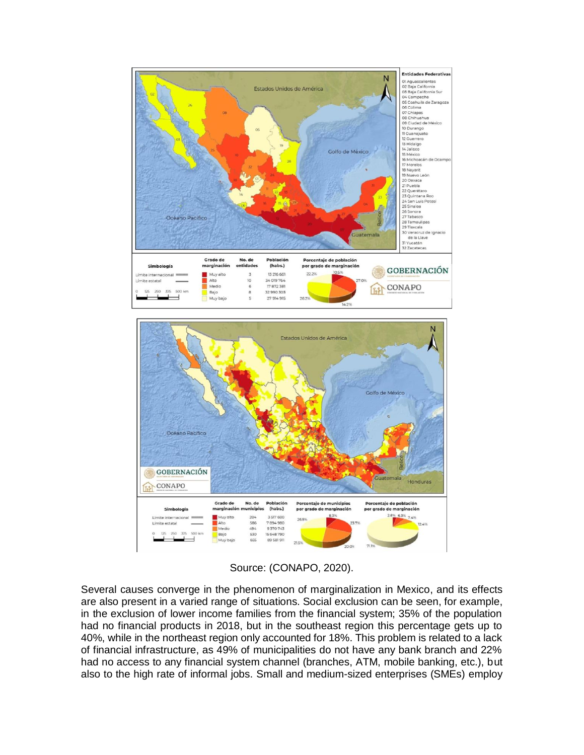Source: (CONAPO, 2020).

Several causes converge in the phenomenon of marginalization in Mexico, and its effects are also present in a varied range of situations. Social exclusion can be seen, for example, in the exclusion of lower income families from the financial system; 35% of the population had no financial products in 2018, but in the southeast region this percentage gets up to 40%, while in the northeast region only accounted for 18%. This problem is related to a lack of financial infrastructure, as 49% of municipalities do not have any bank branch and 22% had no access to any financial system channel (branches, ATM, mobile banking, etc.), but also to the high rate of informal jobs. Small and medium-sized enterprises (SMEs) employ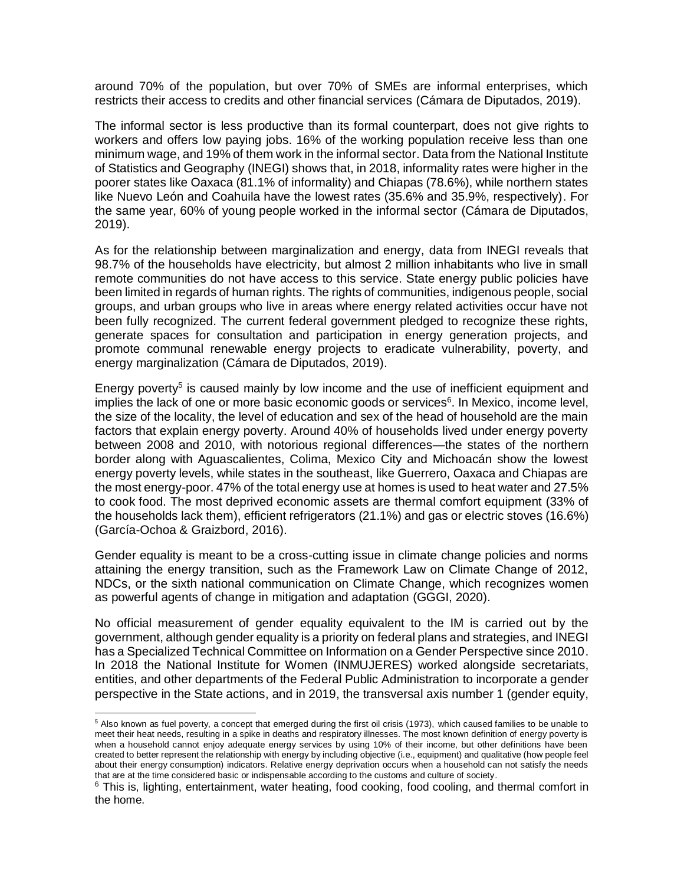around 70% of the population, but over 70% of SMEs are informal enterprises, which restricts their access to credits and other financial services (Cámara de Diputados, 2019).

The informal sector is less productive than its formal counterpart, does not give rights to workers and offers low paying jobs. 16% of the working population receive less than one minimum wage, and 19% of them work in the informal sector. Data from the National Institute of Statistics and Geography (INEGI) shows that, in 2018, informality rates were higher in the poorer states like Oaxaca (81.1% of informality) and Chiapas (78.6%), while northern states like Nuevo León and Coahuila have the lowest rates (35.6% and 35.9%, respectively). For the same year, 60% of young people worked in the informal sector (Cámara de Diputados, 2019).

As for the relationship between marginalization and energy, data from INEGI reveals that 98.7% of the households have electricity, but almost 2 million inhabitants who live in small remote communities do not have access to this service. State energy public policies have been limited in regards of human rights. The rights of communities, indigenous people, social groups, and urban groups who live in areas where energy related activities occur have not been fully recognized. The current federal government pledged to recognize these rights, generate spaces for consultation and participation in energy generation projects, and promote communal renewable energy projects to eradicate vulnerability, poverty, and energy marginalization (Cámara de Diputados, 2019).

Energy poverty[5] is caused mainly by low income and the use of inefficient equipment and implies the lack of one or more basic economic goods or services[6]. In Mexico, income level, the size of the locality, the level of education and sex of the head of household are the main factors that explain energy poverty. Around 40% of households lived under energy poverty between 2008 and 2010, with notorious regional differences—the states of the northern border along with Aguascalientes, Colima, Mexico City and Michoacán show the lowest energy poverty levels, while states in the southeast, like Guerrero, Oaxaca and Chiapas are the most energy-poor. 47% of the total energy use at homes is used to heat water and 27.5% to cook food. The most deprived economic assets are thermal comfort equipment (33% of the households lack them), efficient refrigerators (21.1%) and gas or electric stoves (16.6%) (García-Ochoa & Graizbord, 2016).

Gender equality is meant to be a cross-cutting issue in climate change policies and norms attaining the energy transition, such as the Framework Law on Climate Change of 2012, NDCs, or the sixth national communication on Climate Change, which recognizes women as powerful agents of change in mitigation and adaptation (GGGI, 2020).

No official measurement of gender equality equivalent to the IM is carried out by the government, although gender equality is a priority on federal plans and strategies, and INEGI has a Specialized Technical Committee on Information on a Gender Perspective since 2010. In 2018 the National Institute for Women (INMUJERES) worked alongside secretariats, entities, and other departments of the Federal Public Administration to incorporate a gender perspective in the State actions, and in 2019, the transversal axis number 1 (gender equity,

[5] Also known as fuel poverty, a concept that emerged during the first oil crisis (1973), which caused families to be unable to meet their heat needs, resulting in a spike in deaths and respiratory illnesses. The most known definition of energy poverty is when a household cannot enjoy adequate energy services by using 10% of their income, but other definitions have been created to better represent the relationship with energy by including objective (i.e., equipment) and qualitative (how people feel about their energy consumption) indicators. Relative energy deprivation occurs when a household can not satisfy the needs that are at the time considered basic or indispensable according to the customs and culture of society.

[6] This is, lighting, entertainment, water heating, food cooking, food cooling, and thermal comfort in the home.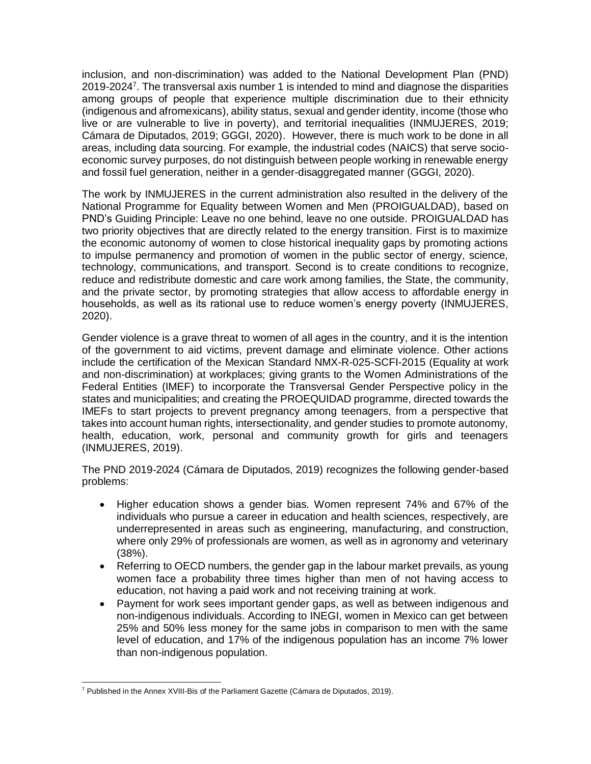inclusion, and non-discrimination) was added to the National Development Plan (PND) 2019-2024[7]. The transversal axis number 1 is intended to mind and diagnose the disparities among groups of people that experience multiple discrimination due to their ethnicity (indigenous and afromexicans), ability status, sexual and gender identity, income (those who live or are vulnerable to live in poverty), and territorial inequalities (INMUJERES, 2019; Cámara de Diputados, 2019; GGGI, 2020). However, there is much work to be done in all areas, including data sourcing. For example, the industrial codes (NAICS) that serve socio-economic survey purposes, do not distinguish between people working in renewable energy and fossil fuel generation, neither in a gender-disaggregated manner (GGGI, 2020).

The work by INMUJERES in the current administration also resulted in the delivery of the National Programme for Equality between Women and Men (PROIGUALDAD), based on PND's Guiding Principle: Leave no one behind, leave no one outside. PROIGUALDAD has two priority objectives that are directly related to the energy transition. First is to maximize the economic autonomy of women to close historical inequality gaps by promoting actions to impulse permanency and promotion of women in the public sector of energy, science, technology, communications, and transport. Second is to create conditions to recognize, reduce and redistribute domestic and care work among families, the State, the community, and the private sector, by promoting strategies that allow access to affordable energy in households, as well as its rational use to reduce women's energy poverty (INMUJERES, 2020).

Gender violence is a grave threat to women of all ages in the country, and it is the intention of the government to aid victims, prevent damage and eliminate violence. Other actions include the certification of the Mexican Standard NMX-R-025-SCFI-2015 (Equality at work and non-discrimination) at workplaces; giving grants to the Women Administrations of the Federal Entities (IMEF) to incorporate the Transversal Gender Perspective policy in the states and municipalities; and creating the PROEQUIDAD programme, directed towards the IMEFs to start projects to prevent pregnancy among teenagers, from a perspective that takes into account human rights, intersectionality, and gender studies to promote autonomy, health, education, work, personal and community growth for girls and teenagers (INMUJERES, 2019).

The PND 2019-2024 (Cámara de Diputados, 2019) recognizes the following gender-based problems:

- Higher education shows a gender bias. Women represent 74% and 67% of the individuals who pursue a career in education and health sciences, respectively, are underrepresented in areas such as engineering, manufacturing, and construction, where only 29% of professionals are women, as well as in agronomy and veterinary (38%).
- Referring to OECD numbers, the gender gap in the labour market prevails, as young women face a probability three times higher than men of not having access to education, not having a paid work and not receiving training at work.
- Payment for work sees important gender gaps, as well as between indigenous and non-indigenous individuals. According to INEGI, women in Mexico can get between 25% and 50% less money for the same jobs in comparison to men with the same level of education, and 17% of the indigenous population has an income 7% lower than non-indigenous population.

[7] Published in the Annex XVIII-Bis of the Parliament Gazette (Cámara de Diputados, 2019).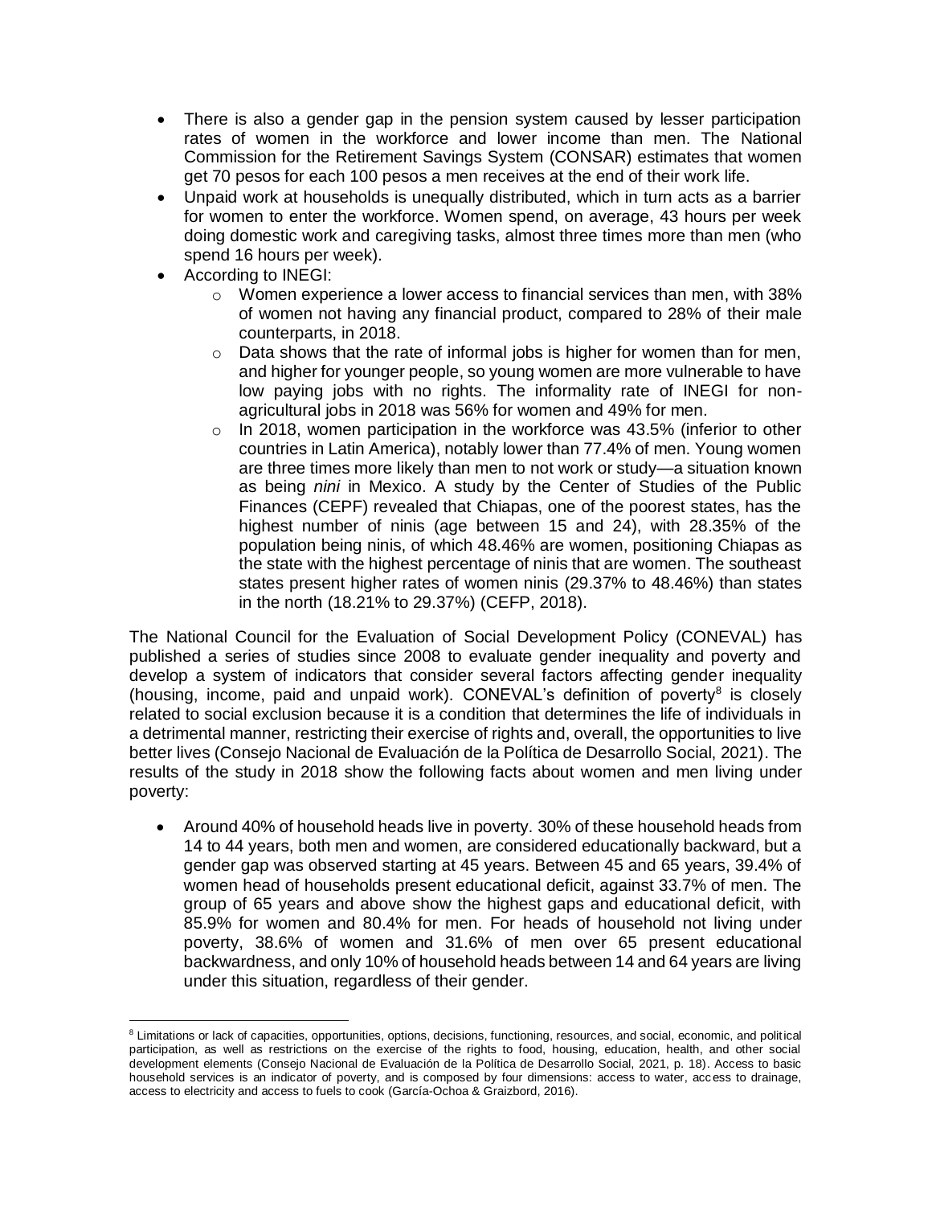- There is also a gender gap in the pension system caused by lesser participation rates of women in the workforce and lower income than men. The National Commission for the Retirement Savings System (CONSAR) estimates that women get 70 pesos for each 100 pesos a men receives at the end of their work life.
- Unpaid work at households is unequally distributed, which in turn acts as a barrier for women to enter the workforce. Women spend, on average, 43 hours per week doing domestic work and caregiving tasks, almost three times more than men (who spend 16 hours per week).
- According to INEGI:
    - Women experience a lower access to financial services than men, with 38% of women not having any financial product, compared to 28% of their male counterparts, in 2018.
    - Data shows that the rate of informal jobs is higher for women than for men, and higher for younger people, so young women are more vulnerable to have low paying jobs with no rights. The informality rate of INEGI for non-agricultural jobs in 2018 was 56% for women and 49% for men.
    - In 2018, women participation in the workforce was 43.5% (inferior to other countries in Latin America), notably lower than 77.4% of men. Young women are three times more likely than men to not work or study—a situation known as being *nini* in Mexico. A study by the Center of Studies of the Public Finances (CEPF) revealed that Chiapas, one of the poorest states, has the highest number of ninis (age between 15 and 24), with 28.35% of the population being ninis, of which 48.46% are women, positioning Chiapas as the state with the highest percentage of ninis that are women. The southeast states present higher rates of women ninis (29.37% to 48.46%) than states in the north (18.21% to 29.37%) (CEFP, 2018).

The National Council for the Evaluation of Social Development Policy (CONEVAL) has published a series of studies since 2008 to evaluate gender inequality and poverty and develop a system of indicators that consider several factors affecting gender inequality (housing, income, paid and unpaid work). CONEVAL's definition of poverty[8] is closely related to social exclusion because it is a condition that determines the life of individuals in a detrimental manner, restricting their exercise of rights and, overall, the opportunities to live better lives (Consejo Nacional de Evaluación de la Política de Desarrollo Social, 2021). The results of the study in 2018 show the following facts about women and men living under poverty:

- Around 40% of household heads live in poverty. 30% of these household heads from 14 to 44 years, both men and women, are considered educationally backward, but a gender gap was observed starting at 45 years. Between 45 and 65 years, 39.4% of women head of households present educational deficit, against 33.7% of men. The group of 65 years and above show the highest gaps and educational deficit, with 85.9% for women and 80.4% for men. For heads of household not living under poverty, 38.6% of women and 31.6% of men over 65 present educational backwardness, and only 10% of household heads between 14 and 64 years are living under this situation, regardless of their gender.

[8] Limitations or lack of capacities, opportunities, options, decisions, functioning, resources, and social, economic, and political participation, as well as restrictions on the exercise of the rights to food, housing, education, health, and other social development elements (Consejo Nacional de Evaluación de la Política de Desarrollo Social, 2021, p. 18). Access to basic household services is an indicator of poverty, and is composed by four dimensions: access to water, access to drainage, access to electricity and access to fuels to cook (García-Ochoa & Graizbord, 2016).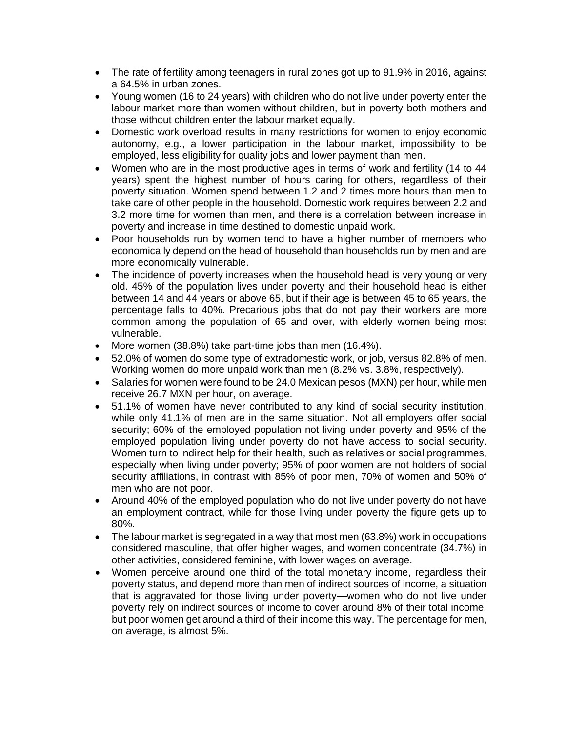- The rate of fertility among teenagers in rural zones got up to 91.9% in 2016, against a 64.5% in urban zones.
- Young women (16 to 24 years) with children who do not live under poverty enter the labour market more than women without children, but in poverty both mothers and those without children enter the labour market equally.
- Domestic work overload results in many restrictions for women to enjoy economic autonomy, e.g., a lower participation in the labour market, impossibility to be employed, less eligibility for quality jobs and lower payment than men.
- Women who are in the most productive ages in terms of work and fertility (14 to 44 years) spent the highest number of hours caring for others, regardless of their poverty situation. Women spend between 1.2 and 2 times more hours than men to take care of other people in the household. Domestic work requires between 2.2 and 3.2 more time for women than men, and there is a correlation between increase in poverty and increase in time destined to domestic unpaid work.
- Poor households run by women tend to have a higher number of members who economically depend on the head of household than households run by men and are more economically vulnerable.
- The incidence of poverty increases when the household head is very young or very old. 45% of the population lives under poverty and their household head is either between 14 and 44 years or above 65, but if their age is between 45 to 65 years, the percentage falls to 40%. Precarious jobs that do not pay their workers are more common among the population of 65 and over, with elderly women being most vulnerable.
- More women (38.8%) take part-time jobs than men (16.4%).
- 52.0% of women do some type of extradomestic work, or job, versus 82.8% of men. Working women do more unpaid work than men (8.2% vs. 3.8%, respectively).
- Salaries for women were found to be 24.0 Mexican pesos (MXN) per hour, while men receive 26.7 MXN per hour, on average.
- 51.1% of women have never contributed to any kind of social security institution, while only 41.1% of men are in the same situation. Not all employers offer social security; 60% of the employed population not living under poverty and 95% of the employed population living under poverty do not have access to social security. Women turn to indirect help for their health, such as relatives or social programmes, especially when living under poverty; 95% of poor women are not holders of social security affiliations, in contrast with 85% of poor men, 70% of women and 50% of men who are not poor.
- Around 40% of the employed population who do not live under poverty do not have an employment contract, while for those living under poverty the figure gets up to 80%.
- The labour market is segregated in a way that most men (63.8%) work in occupations considered masculine, that offer higher wages, and women concentrate (34.7%) in other activities, considered feminine, with lower wages on average.
- Women perceive around one third of the total monetary income, regardless their poverty status, and depend more than men of indirect sources of income, a situation that is aggravated for those living under poverty—women who do not live under poverty rely on indirect sources of income to cover around 8% of their total income, but poor women get around a third of their income this way. The percentage for men, on average, is almost 5%.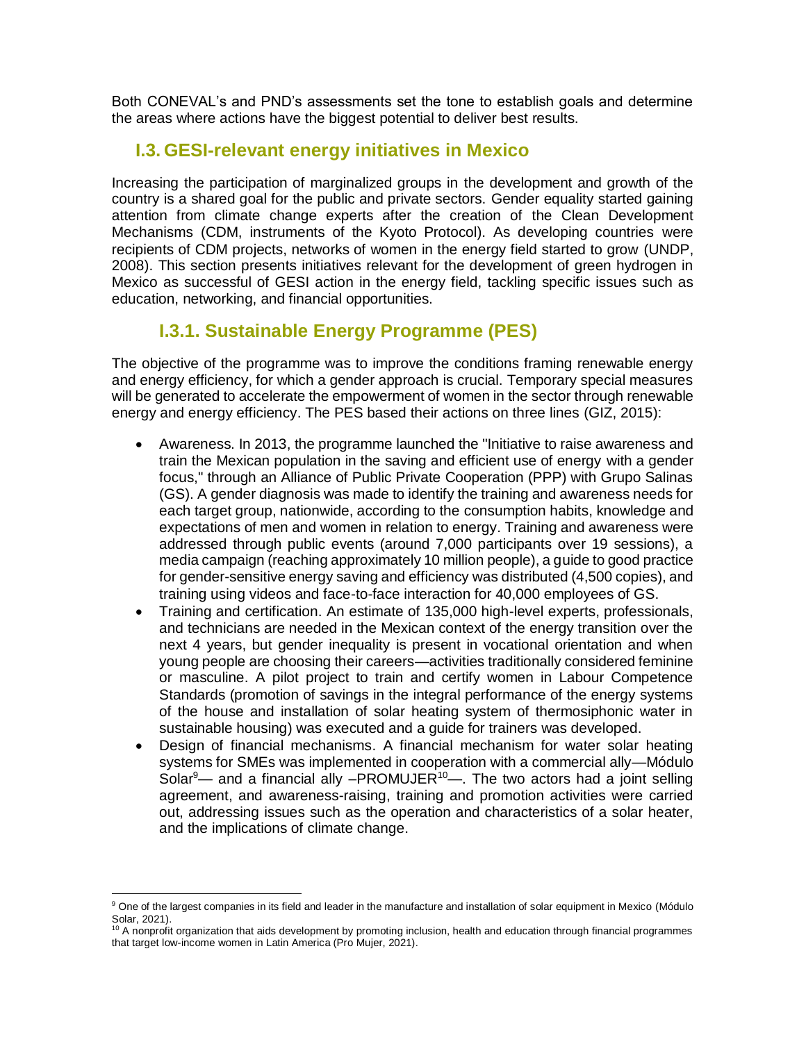Both CONEVAL's and PND's assessments set the tone to establish goals and determine the areas where actions have the biggest potential to deliver best results.

## I.3. GESI-relevant energy initiatives in Mexico

Increasing the participation of marginalized groups in the development and growth of the country is a shared goal for the public and private sectors. Gender equality started gaining attention from climate change experts after the creation of the Clean Development Mechanisms (CDM, instruments of the Kyoto Protocol). As developing countries were recipients of CDM projects, networks of women in the energy field started to grow (UNDP, 2008). This section presents initiatives relevant for the development of green hydrogen in Mexico as successful of GESI action in the energy field, tackling specific issues such as education, networking, and financial opportunities.

### I.3.1. Sustainable Energy Programme (PES)

The objective of the programme was to improve the conditions framing renewable energy and energy efficiency, for which a gender approach is crucial. Temporary special measures will be generated to accelerate the empowerment of women in the sector through renewable energy and energy efficiency. The PES based their actions on three lines (GIZ, 2015):

- Awareness. In 2013, the programme launched the "Initiative to raise awareness and train the Mexican population in the saving and efficient use of energy with a gender focus," through an Alliance of Public Private Cooperation (PPP) with Grupo Salinas (GS). A gender diagnosis was made to identify the training and awareness needs for each target group, nationwide, according to the consumption habits, knowledge and expectations of men and women in relation to energy. Training and awareness were addressed through public events (around 7,000 participants over 19 sessions), a media campaign (reaching approximately 10 million people), a guide to good practice for gender-sensitive energy saving and efficiency was distributed (4,500 copies), and training using videos and face-to-face interaction for 40,000 employees of GS.
- Training and certification. An estimate of 135,000 high-level experts, professionals, and technicians are needed in the Mexican context of the energy transition over the next 4 years, but gender inequality is present in vocational orientation and when young people are choosing their careers—activities traditionally considered feminine or masculine. A pilot project to train and certify women in Labour Competence Standards (promotion of savings in the integral performance of the energy systems of the house and installation of solar heating system of thermosiphonic water in sustainable housing) was executed and a guide for trainers was developed.
- Design of financial mechanisms. A financial mechanism for water solar heating systems for SMEs was implemented in cooperation with a commercial ally—Módulo Solar[9]— and a financial ally –PROMUJER[10]—. The two actors had a joint selling agreement, and awareness-raising, training and promotion activities were carried out, addressing issues such as the operation and characteristics of a solar heater, and the implications of climate change.

[9] One of the largest companies in its field and leader in the manufacture and installation of solar equipment in Mexico (Módulo Solar, 2021).

[10] A nonprofit organization that aids development by promoting inclusion, health and education through financial programmes that target low-income women in Latin America (Pro Mujer, 2021).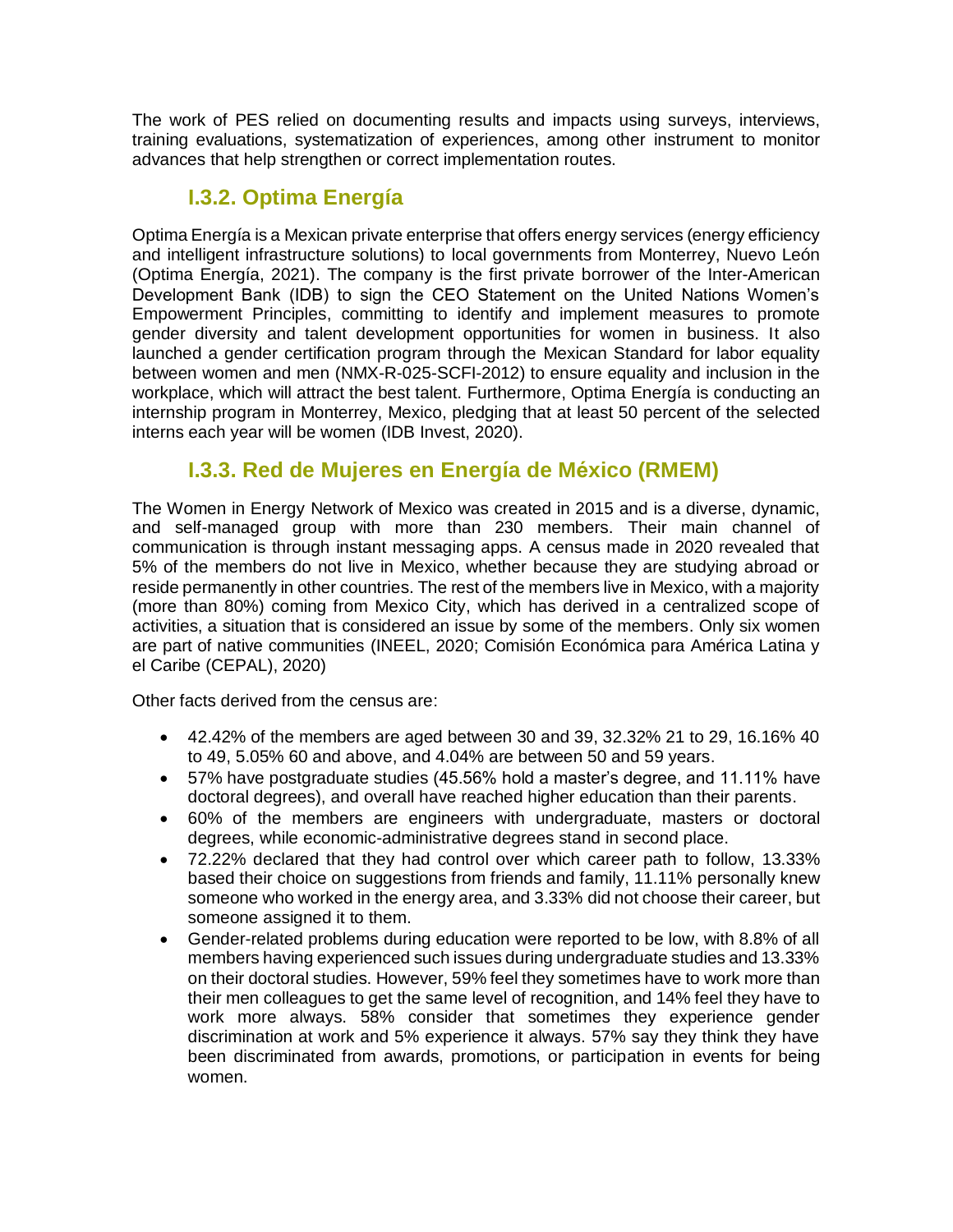The work of PES relied on documenting results and impacts using surveys, interviews, training evaluations, systematization of experiences, among other instrument to monitor advances that help strengthen or correct implementation routes.

### I.3.2. Optima Energía

Optima Energía is a Mexican private enterprise that offers energy services (energy efficiency and intelligent infrastructure solutions) to local governments from Monterrey, Nuevo León (Optima Energía, 2021). The company is the first private borrower of the Inter-American Development Bank (IDB) to sign the CEO Statement on the United Nations Women's Empowerment Principles, committing to identify and implement measures to promote gender diversity and talent development opportunities for women in business. It also launched a gender certification program through the Mexican Standard for labor equality between women and men (NMX-R-025-SCFI-2012) to ensure equality and inclusion in the workplace, which will attract the best talent. Furthermore, Optima Energía is conducting an internship program in Monterrey, Mexico, pledging that at least 50 percent of the selected interns each year will be women (IDB Invest, 2020).

### I.3.3. Red de Mujeres en Energía de México (RMEM)

The Women in Energy Network of Mexico was created in 2015 and is a diverse, dynamic, and self-managed group with more than 230 members. Their main channel of communication is through instant messaging apps. A census made in 2020 revealed that 5% of the members do not live in Mexico, whether because they are studying abroad or reside permanently in other countries. The rest of the members live in Mexico, with a majority (more than 80%) coming from Mexico City, which has derived in a centralized scope of activities, a situation that is considered an issue by some of the members. Only six women are part of native communities (INEEL, 2020; Comisión Económica para América Latina y el Caribe (CEPAL), 2020)

Other facts derived from the census are:

- 42.42% of the members are aged between 30 and 39, 32.32% 21 to 29, 16.16% 40 to 49, 5.05% 60 and above, and 4.04% are between 50 and 59 years.
- 57% have postgraduate studies (45.56% hold a master's degree, and 11.11% have doctoral degrees), and overall have reached higher education than their parents.
- 60% of the members are engineers with undergraduate, masters or doctoral degrees, while economic-administrative degrees stand in second place.
- 72.22% declared that they had control over which career path to follow, 13.33% based their choice on suggestions from friends and family, 11.11% personally knew someone who worked in the energy area, and 3.33% did not choose their career, but someone assigned it to them.
- Gender-related problems during education were reported to be low, with 8.8% of all members having experienced such issues during undergraduate studies and 13.33% on their doctoral studies. However, 59% feel they sometimes have to work more than their men colleagues to get the same level of recognition, and 14% feel they have to work more always. 58% consider that sometimes they experience gender discrimination at work and 5% experience it always. 57% say they think they have been discriminated from awards, promotions, or participation in events for being women.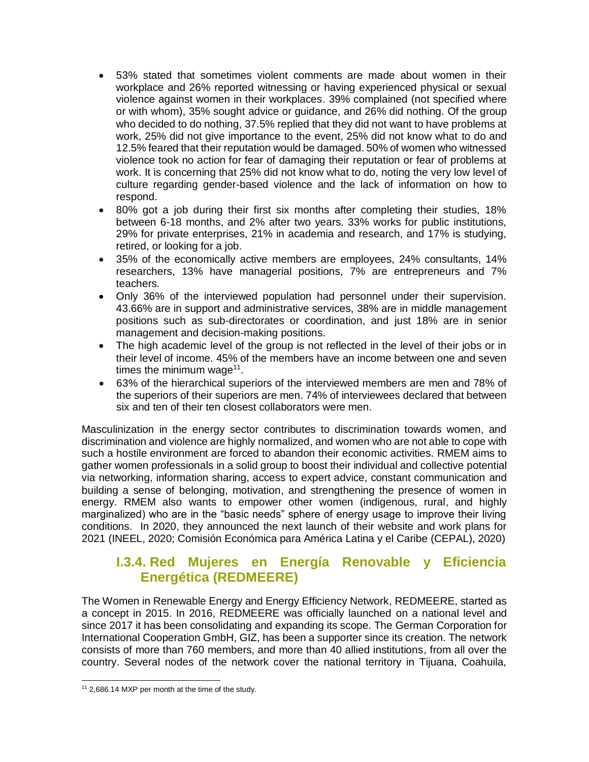- 53% stated that sometimes violent comments are made about women in their workplace and 26% reported witnessing or having experienced physical or sexual violence against women in their workplaces. 39% complained (not specified where or with whom), 35% sought advice or guidance, and 26% did nothing. Of the group who decided to do nothing, 37.5% replied that they did not want to have problems at work, 25% did not give importance to the event, 25% did not know what to do and 12.5% feared that their reputation would be damaged. 50% of women who witnessed violence took no action for fear of damaging their reputation or fear of problems at work. It is concerning that 25% did not know what to do, noting the very low level of culture regarding gender-based violence and the lack of information on how to respond.
- 80% got a job during their first six months after completing their studies, 18% between 6-18 months, and 2% after two years. 33% works for public institutions, 29% for private enterprises, 21% in academia and research, and 17% is studying, retired, or looking for a job.
- 35% of the economically active members are employees, 24% consultants, 14% researchers, 13% have managerial positions, 7% are entrepreneurs and 7% teachers.
- Only 36% of the interviewed population had personnel under their supervision. 43.66% are in support and administrative services, 38% are in middle management positions such as sub-directorates or coordination, and just 18% are in senior management and decision-making positions.
- The high academic level of the group is not reflected in the level of their jobs or in their level of income. 45% of the members have an income between one and seven times the minimum wage[11].
- 63% of the hierarchical superiors of the interviewed members are men and 78% of the superiors of their superiors are men. 74% of interviewees declared that between six and ten of their ten closest collaborators were men.

Masculinization in the energy sector contributes to discrimination towards women, and discrimination and violence are highly normalized, and women who are not able to cope with such a hostile environment are forced to abandon their economic activities. RMEM aims to gather women professionals in a solid group to boost their individual and collective potential via networking, information sharing, access to expert advice, constant communication and building a sense of belonging, motivation, and strengthening the presence of women in energy. RMEM also wants to empower other women (indigenous, rural, and highly marginalized) who are in the "basic needs" sphere of energy usage to improve their living conditions. In 2020, they announced the next launch of their website and work plans for 2021 (INEEL, 2020; Comisión Económica para América Latina y el Caribe (CEPAL), 2020)

### I.3.4. Red Mujeres en Energía Renovable y Eficiencia Energética (REDMEERE)

The Women in Renewable Energy and Energy Efficiency Network, REDMEERE, started as a concept in 2015. In 2016, REDMEERE was officially launched on a national level and since 2017 it has been consolidating and expanding its scope. The German Corporation for International Cooperation GmbH, GIZ, has been a supporter since its creation. The network consists of more than 760 members, and more than 40 allied institutions, from all over the country. Several nodes of the network cover the national territory in Tijuana, Coahuila,

[11] 2,686.14 MXP per month at the time of the study.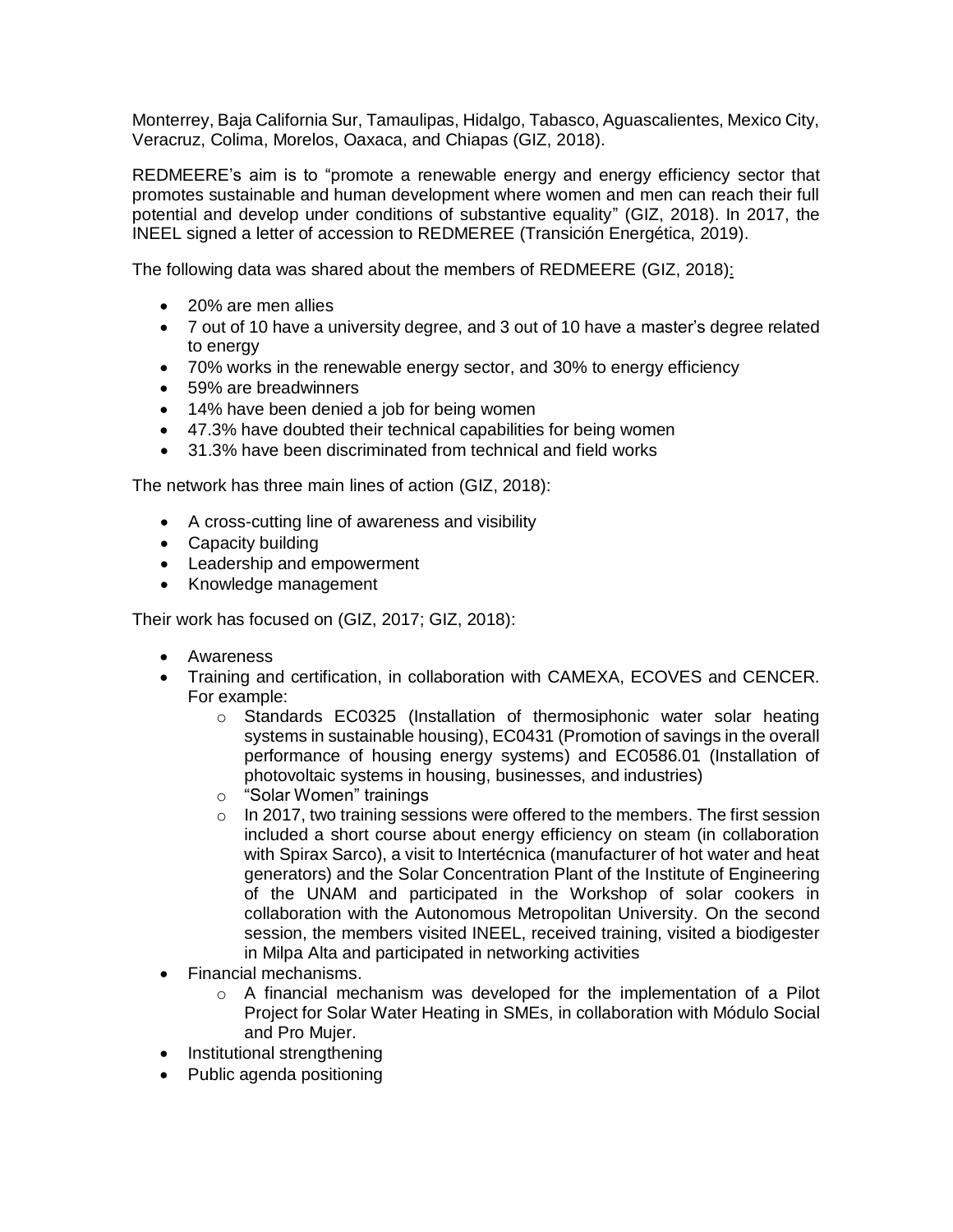Monterrey, Baja California Sur, Tamaulipas, Hidalgo, Tabasco, Aguascalientes, Mexico City, Veracruz, Colima, Morelos, Oaxaca, and Chiapas (GIZ, 2018).

REDMEERE's aim is to "promote a renewable energy and energy efficiency sector that promotes sustainable and human development where women and men can reach their full potential and develop under conditions of substantive equality" (GIZ, 2018). In 2017, the INEEL signed a letter of accession to REDMEREE (Transición Energética, 2019).

The following data was shared about the members of REDMEERE (GIZ, 2018):

- 20% are men allies
- 7 out of 10 have a university degree, and 3 out of 10 have a master's degree related to energy
- 70% works in the renewable energy sector, and 30% to energy efficiency
- 59% are breadwinners
- 14% have been denied a job for being women
- 47.3% have doubted their technical capabilities for being women
- 31.3% have been discriminated from technical and field works

The network has three main lines of action (GIZ, 2018):

- A cross-cutting line of awareness and visibility
- Capacity building
- Leadership and empowerment
- Knowledge management

Their work has focused on (GIZ, 2017; GIZ, 2018):

- Awareness
- Training and certification, in collaboration with CAMEXA, ECOVES and CENCER. For example:
  - Standards EC0325 (Installation of thermosiphonic water solar heating systems in sustainable housing), EC0431 (Promotion of savings in the overall performance of housing energy systems) and EC0586.01 (Installation of photovoltaic systems in housing, businesses, and industries)
  - "Solar Women" trainings
  - In 2017, two training sessions were offered to the members. The first session included a short course about energy efficiency on steam (in collaboration with Spirax Sarco), a visit to Intertécnica (manufacturer of hot water and heat generators) and the Solar Concentration Plant of the Institute of Engineering of the UNAM and participated in the Workshop of solar cookers in collaboration with the Autonomous Metropolitan University. On the second session, the members visited INEEL, received training, visited a biodigester in Milpa Alta and participated in networking activities
- Financial mechanisms.
  - A financial mechanism was developed for the implementation of a Pilot Project for Solar Water Heating in SMEs, in collaboration with Módulo Social and Pro Mujer.
- Institutional strengthening
- Public agenda positioning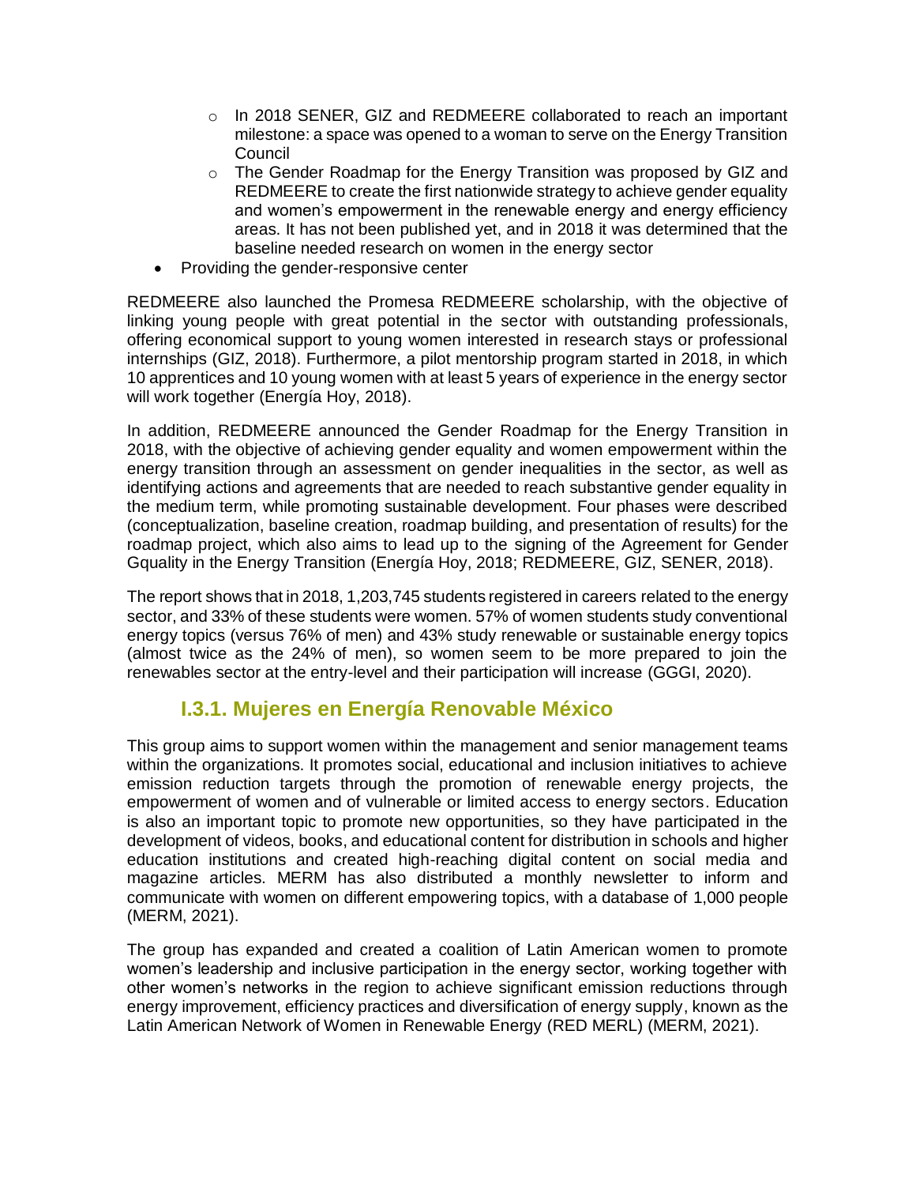- In 2018 SENER, GIZ and REDMEERE collaborated to reach an important milestone: a space was opened to a woman to serve on the Energy Transition Council
    - The Gender Roadmap for the Energy Transition was proposed by GIZ and REDMEERE to create the first nationwide strategy to achieve gender equality and women's empowerment in the renewable energy and energy efficiency areas. It has not been published yet, and in 2018 it was determined that the baseline needed research on women in the energy sector
- Providing the gender-responsive center

REDMEERE also launched the Promesa REDMEERE scholarship, with the objective of linking young people with great potential in the sector with outstanding professionals, offering economical support to young women interested in research stays or professional internships (GIZ, 2018). Furthermore, a pilot mentorship program started in 2018, in which 10 apprentices and 10 young women with at least 5 years of experience in the energy sector will work together (Energía Hoy, 2018).

In addition, REDMEERE announced the Gender Roadmap for the Energy Transition in 2018, with the objective of achieving gender equality and women empowerment within the energy transition through an assessment on gender inequalities in the sector, as well as identifying actions and agreements that are needed to reach substantive gender equality in the medium term, while promoting sustainable development. Four phases were described (conceptualization, baseline creation, roadmap building, and presentation of results) for the roadmap project, which also aims to lead up to the signing of the Agreement for Gender Gquality in the Energy Transition (Energía Hoy, 2018; REDMEERE, GIZ, SENER, 2018).

The report shows that in 2018, 1,203,745 students registered in careers related to the energy sector, and 33% of these students were women. 57% of women students study conventional energy topics (versus 76% of men) and 43% study renewable or sustainable energy topics (almost twice as the 24% of men), so women seem to be more prepared to join the renewables sector at the entry-level and their participation will increase (GGGI, 2020).

### I.3.1. Mujeres en Energía Renovable México

This group aims to support women within the management and senior management teams within the organizations. It promotes social, educational and inclusion initiatives to achieve emission reduction targets through the promotion of renewable energy projects, the empowerment of women and of vulnerable or limited access to energy sectors. Education is also an important topic to promote new opportunities, so they have participated in the development of videos, books, and educational content for distribution in schools and higher education institutions and created high-reaching digital content on social media and magazine articles. MERM has also distributed a monthly newsletter to inform and communicate with women on different empowering topics, with a database of 1,000 people (MERM, 2021).

The group has expanded and created a coalition of Latin American women to promote women's leadership and inclusive participation in the energy sector, working together with other women's networks in the region to achieve significant emission reductions through energy improvement, efficiency practices and diversification of energy supply, known as the Latin American Network of Women in Renewable Energy (RED MERL) (MERM, 2021).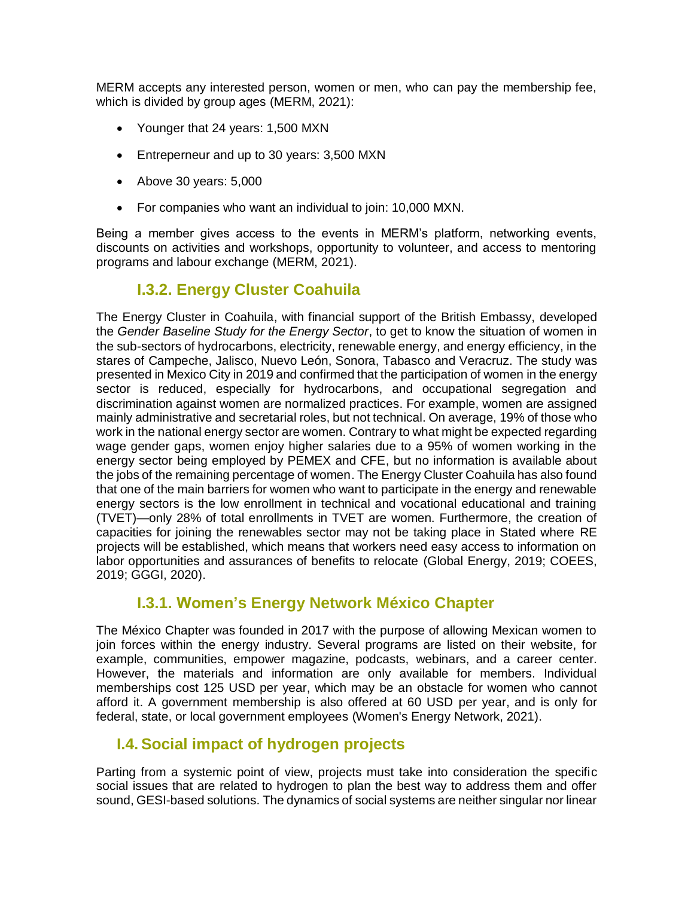MERM accepts any interested person, women or men, who can pay the membership fee, which is divided by group ages (MERM, 2021):

- Younger that 24 years: 1,500 MXN
- Entreperneur and up to 30 years: 3,500 MXN
- Above 30 years: 5,000
- For companies who want an individual to join: 10,000 MXN.

Being a member gives access to the events in MERM's platform, networking events, discounts on activities and workshops, opportunity to volunteer, and access to mentoring programs and labour exchange (MERM, 2021).

### I.3.2. Energy Cluster Coahuila

The Energy Cluster in Coahuila, with financial support of the British Embassy, developed the *Gender Baseline Study for the Energy Sector*, to get to know the situation of women in the sub-sectors of hydrocarbons, electricity, renewable energy, and energy efficiency, in the stares of Campeche, Jalisco, Nuevo León, Sonora, Tabasco and Veracruz. The study was presented in Mexico City in 2019 and confirmed that the participation of women in the energy sector is reduced, especially for hydrocarbons, and occupational segregation and discrimination against women are normalized practices. For example, women are assigned mainly administrative and secretarial roles, but not technical. On average, 19% of those who work in the national energy sector are women. Contrary to what might be expected regarding wage gender gaps, women enjoy higher salaries due to a 95% of women working in the energy sector being employed by PEMEX and CFE, but no information is available about the jobs of the remaining percentage of women. The Energy Cluster Coahuila has also found that one of the main barriers for women who want to participate in the energy and renewable energy sectors is the low enrollment in technical and vocational educational and training (TVET)—only 28% of total enrollments in TVET are women. Furthermore, the creation of capacities for joining the renewables sector may not be taking place in Stated where RE projects will be established, which means that workers need easy access to information on labor opportunities and assurances of benefits to relocate (Global Energy, 2019; COEES, 2019; GGGI, 2020).

### I.3.1. Women's Energy Network México Chapter

The México Chapter was founded in 2017 with the purpose of allowing Mexican women to join forces within the energy industry. Several programs are listed on their website, for example, communities, empower magazine, podcasts, webinars, and a career center. However, the materials and information are only available for members. Individual memberships cost 125 USD per year, which may be an obstacle for women who cannot afford it. A government membership is also offered at 60 USD per year, and is only for federal, state, or local government employees (Women's Energy Network, 2021).

## I.4. Social impact of hydrogen projects

Parting from a systemic point of view, projects must take into consideration the specific social issues that are related to hydrogen to plan the best way to address them and offer sound, GESI-based solutions. The dynamics of social systems are neither singular nor linear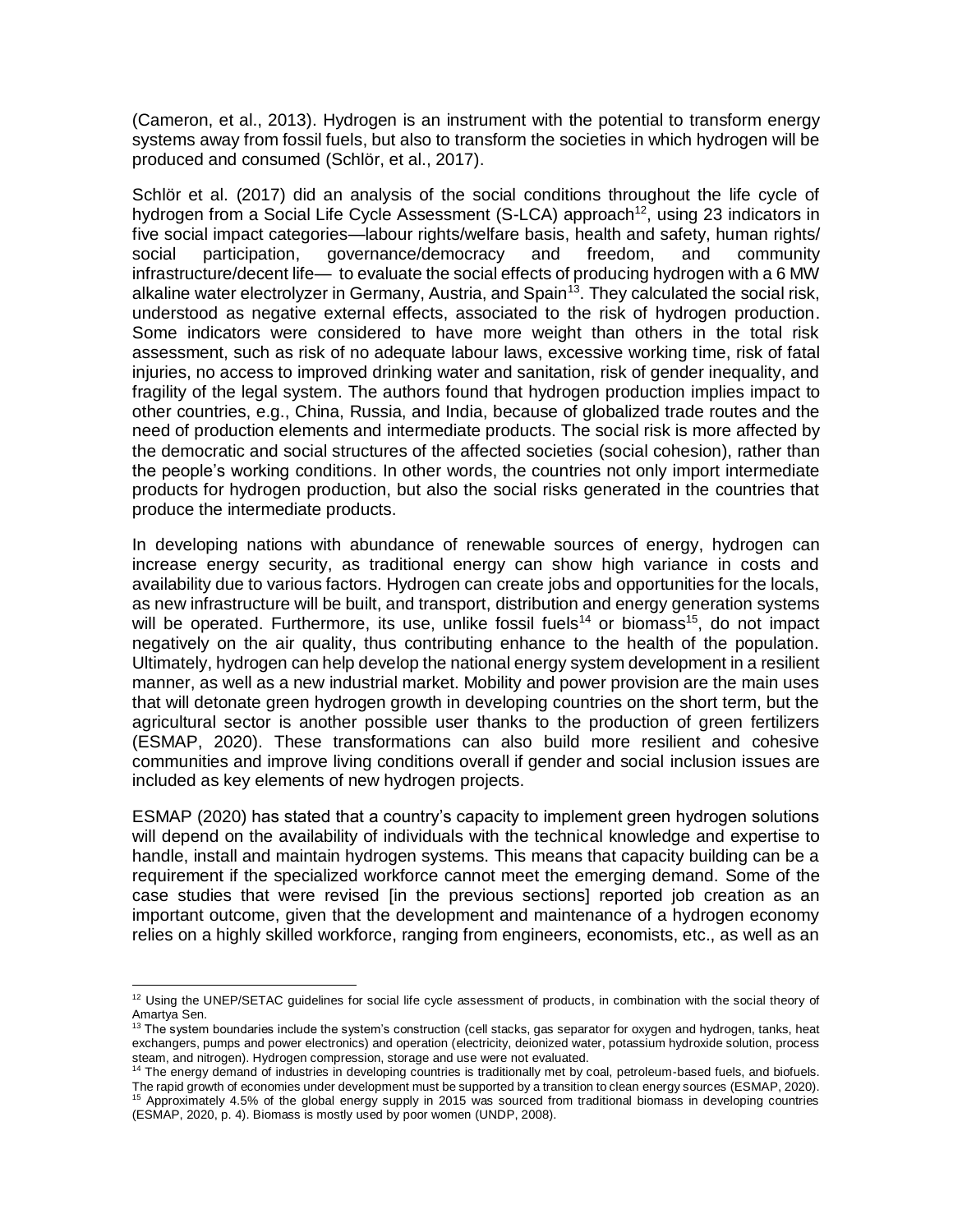(Cameron, et al., 2013). Hydrogen is an instrument with the potential to transform energy systems away from fossil fuels, but also to transform the societies in which hydrogen will be produced and consumed (Schlör, et al., 2017).

Schlör et al. (2017) did an analysis of the social conditions throughout the life cycle of hydrogen from a Social Life Cycle Assessment (S-LCA) approach[12], using 23 indicators in five social impact categories—labour rights/welfare basis, health and safety, human rights/ social participation, governance/democracy and freedom, and community infrastructure/decent life— to evaluate the social effects of producing hydrogen with a 6 MW alkaline water electrolyzer in Germany, Austria, and Spain[13]. They calculated the social risk, understood as negative external effects, associated to the risk of hydrogen production. Some indicators were considered to have more weight than others in the total risk assessment, such as risk of no adequate labour laws, excessive working time, risk of fatal injuries, no access to improved drinking water and sanitation, risk of gender inequality, and fragility of the legal system. The authors found that hydrogen production implies impact to other countries, e.g., China, Russia, and India, because of globalized trade routes and the need of production elements and intermediate products. The social risk is more affected by the democratic and social structures of the affected societies (social cohesion), rather than the people's working conditions. In other words, the countries not only import intermediate products for hydrogen production, but also the social risks generated in the countries that produce the intermediate products.

In developing nations with abundance of renewable sources of energy, hydrogen can increase energy security, as traditional energy can show high variance in costs and availability due to various factors. Hydrogen can create jobs and opportunities for the locals, as new infrastructure will be built, and transport, distribution and energy generation systems will be operated. Furthermore, its use, unlike fossil fuels[14] or biomass[15], do not impact negatively on the air quality, thus contributing enhance to the health of the population. Ultimately, hydrogen can help develop the national energy system development in a resilient manner, as well as a new industrial market. Mobility and power provision are the main uses that will detonate green hydrogen growth in developing countries on the short term, but the agricultural sector is another possible user thanks to the production of green fertilizers (ESMAP, 2020). These transformations can also build more resilient and cohesive communities and improve living conditions overall if gender and social inclusion issues are included as key elements of new hydrogen projects.

ESMAP (2020) has stated that a country's capacity to implement green hydrogen solutions will depend on the availability of individuals with the technical knowledge and expertise to handle, install and maintain hydrogen systems. This means that capacity building can be a requirement if the specialized workforce cannot meet the emerging demand. Some of the case studies that were revised [in the previous sections] reported job creation as an important outcome, given that the development and maintenance of a hydrogen economy relies on a highly skilled workforce, ranging from engineers, economists, etc., as well as an

---

[12] Using the UNEP/SETAC guidelines for social life cycle assessment of products, in combination with the social theory of Amartya Sen.

[13] The system boundaries include the system's construction (cell stacks, gas separator for oxygen and hydrogen, tanks, heat exchangers, pumps and power electronics) and operation (electricity, deionized water, potassium hydroxide solution, process steam, and nitrogen). Hydrogen compression, storage and use were not evaluated.

[14] The energy demand of industries in developing countries is traditionally met by coal, petroleum-based fuels, and biofuels. The rapid growth of economies under development must be supported by a transition to clean energy sources (ESMAP, 2020).

[15] Approximately 4.5% of the global energy supply in 2015 was sourced from traditional biomass in developing countries (ESMAP, 2020, p. 4). Biomass is mostly used by poor women (UNDP, 2008).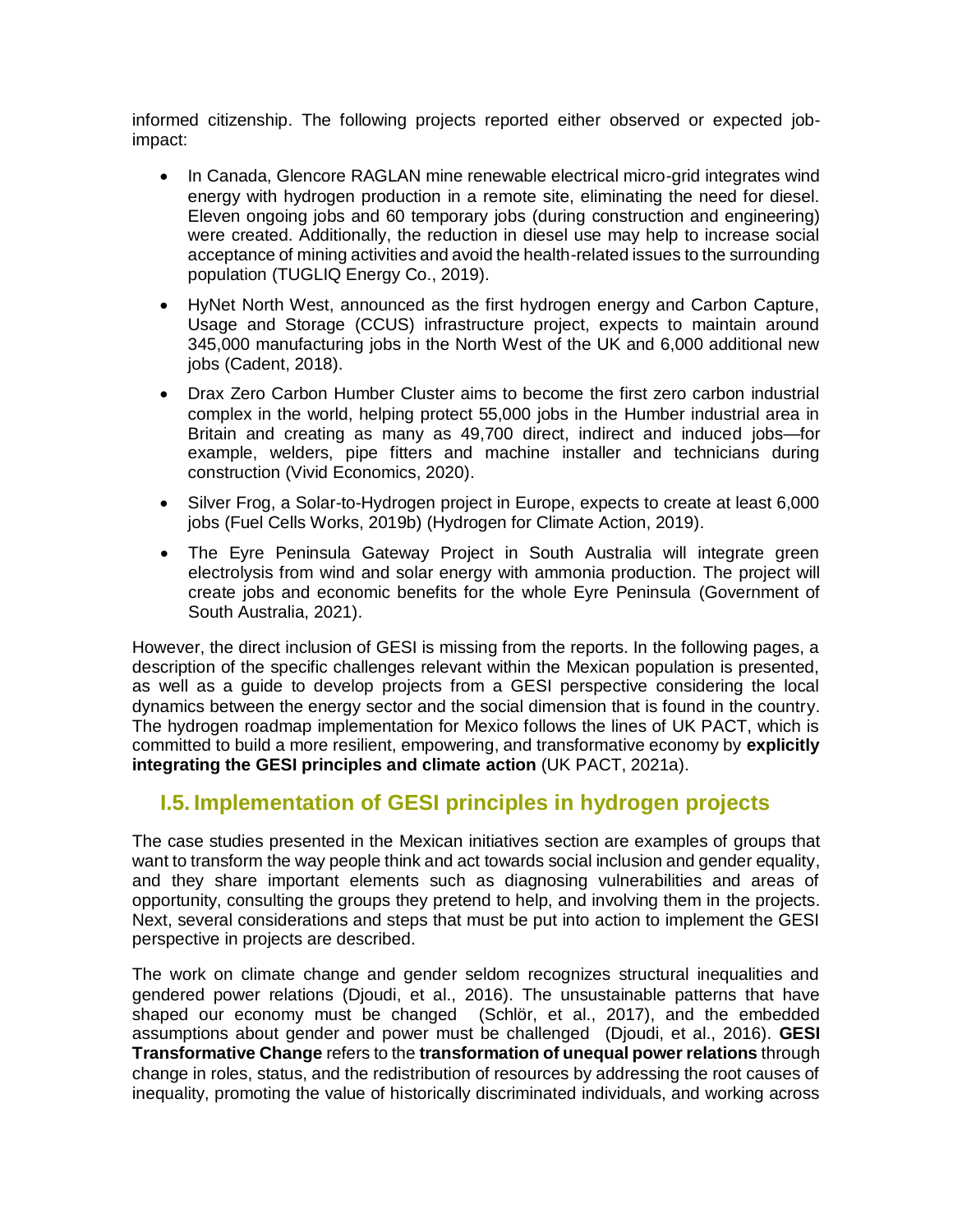informed citizenship. The following projects reported either observed or expected job-impact:

- In Canada, Glencore RAGLAN mine renewable electrical micro-grid integrates wind energy with hydrogen production in a remote site, eliminating the need for diesel. Eleven ongoing jobs and 60 temporary jobs (during construction and engineering) were created. Additionally, the reduction in diesel use may help to increase social acceptance of mining activities and avoid the health-related issues to the surrounding population (TUGLIQ Energy Co., 2019).
- HyNet North West, announced as the first hydrogen energy and Carbon Capture, Usage and Storage (CCUS) infrastructure project, expects to maintain around 345,000 manufacturing jobs in the North West of the UK and 6,000 additional new jobs (Cadent, 2018).
- Drax Zero Carbon Humber Cluster aims to become the first zero carbon industrial complex in the world, helping protect 55,000 jobs in the Humber industrial area in Britain and creating as many as 49,700 direct, indirect and induced jobs—for example, welders, pipe fitters and machine installer and technicians during construction (Vivid Economics, 2020).
- Silver Frog, a Solar-to-Hydrogen project in Europe, expects to create at least 6,000 jobs (Fuel Cells Works, 2019b) (Hydrogen for Climate Action, 2019).
- The Eyre Peninsula Gateway Project in South Australia will integrate green electrolysis from wind and solar energy with ammonia production. The project will create jobs and economic benefits for the whole Eyre Peninsula (Government of South Australia, 2021).

However, the direct inclusion of GESI is missing from the reports. In the following pages, a description of the specific challenges relevant within the Mexican population is presented, as well as a guide to develop projects from a GESI perspective considering the local dynamics between the energy sector and the social dimension that is found in the country. The hydrogen roadmap implementation for Mexico follows the lines of UK PACT, which is committed to build a more resilient, empowering, and transformative economy by **explicitly integrating the GESI principles and climate action** (UK PACT, 2021a).

## I.5. Implementation of GESI principles in hydrogen projects

The case studies presented in the Mexican initiatives section are examples of groups that want to transform the way people think and act towards social inclusion and gender equality, and they share important elements such as diagnosing vulnerabilities and areas of opportunity, consulting the groups they pretend to help, and involving them in the projects. Next, several considerations and steps that must be put into action to implement the GESI perspective in projects are described.

The work on climate change and gender seldom recognizes structural inequalities and gendered power relations (Djoudi, et al., 2016). The unsustainable patterns that have shaped our economy must be changed (Schlör, et al., 2017), and the embedded assumptions about gender and power must be challenged (Djoudi, et al., 2016). **GESI Transformative Change** refers to the **transformation of unequal power relations** through change in roles, status, and the redistribution of resources by addressing the root causes of inequality, promoting the value of historically discriminated individuals, and working across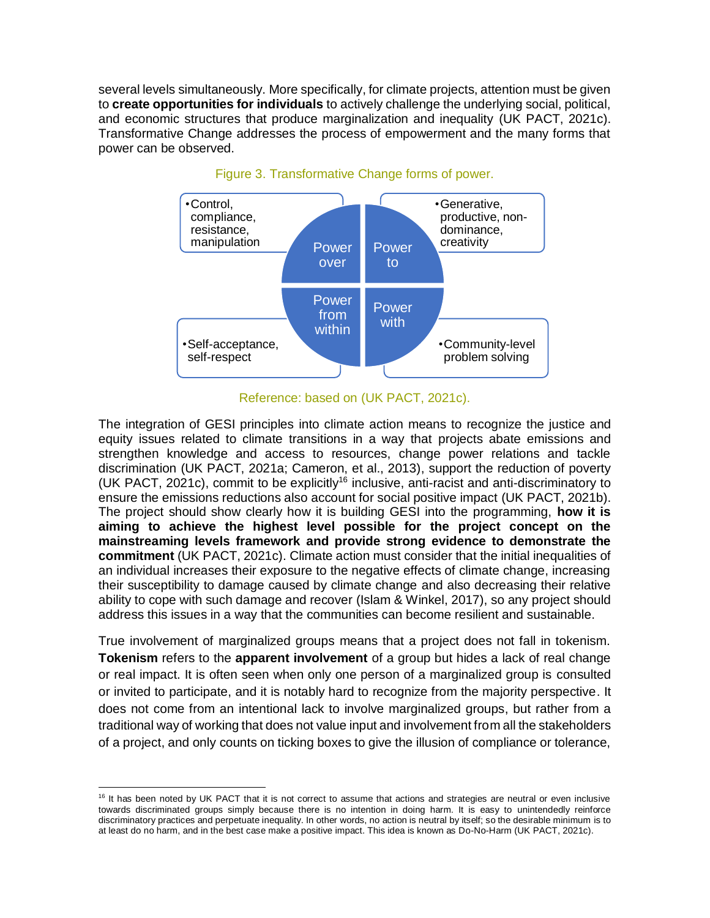several levels simultaneously. More specifically, for climate projects, attention must be given to **create opportunities for individuals** to actively challenge the underlying social, political, and economic structures that produce marginalization and inequality (UK PACT, 2021c). Transformative Change addresses the process of empowerment and the many forms that power can be observed.

Figure 3. Transformative Change forms of power.

| Form of power | Description |
| --- | --- |
| Power over | Control, compliance, resistance, manipulation |
| Power to | Generative, productive, non-dominance, creativity |
| Power from within | Self-acceptance, self-respect |
| Power with | Community-level problem solving |

Reference: based on (UK PACT, 2021c).

The integration of GESI principles into climate action means to recognize the justice and equity issues related to climate transitions in a way that projects abate emissions and strengthen knowledge and access to resources, change power relations and tackle discrimination (UK PACT, 2021a; Cameron, et al., 2013), support the reduction of poverty (UK PACT, 2021c), commit to be explicitly[16] inclusive, anti-racist and anti-discriminatory to ensure the emissions reductions also account for social positive impact (UK PACT, 2021b). The project should show clearly how it is building GESI into the programming, **how it is aiming to achieve the highest level possible for the project concept on the mainstreaming levels framework and provide strong evidence to demonstrate the commitment** (UK PACT, 2021c). Climate action must consider that the initial inequalities of an individual increases their exposure to the negative effects of climate change, increasing their susceptibility to damage caused by climate change and also decreasing their relative ability to cope with such damage and recover (Islam & Winkel, 2017), so any project should address this issues in a way that the communities can become resilient and sustainable.

True involvement of marginalized groups means that a project does not fall in tokenism. **Tokenism** refers to the **apparent involvement** of a group but hides a lack of real change or real impact. It is often seen when only one person of a marginalized group is consulted or invited to participate, and it is notably hard to recognize from the majority perspective. It does not come from an intentional lack to involve marginalized groups, but rather from a traditional way of working that does not value input and involvement from all the stakeholders of a project, and only counts on ticking boxes to give the illusion of compliance or tolerance,

[16] It has been noted by UK PACT that it is not correct to assume that actions and strategies are neutral or even inclusive towards discriminated groups simply because there is no intention in doing harm. It is easy to unintendedly reinforce discriminatory practices and perpetuate inequality. In other words, no action is neutral by itself; so the desirable minimum is to at least do no harm, and in the best case make a positive impact. This idea is known as Do-No-Harm (UK PACT, 2021c).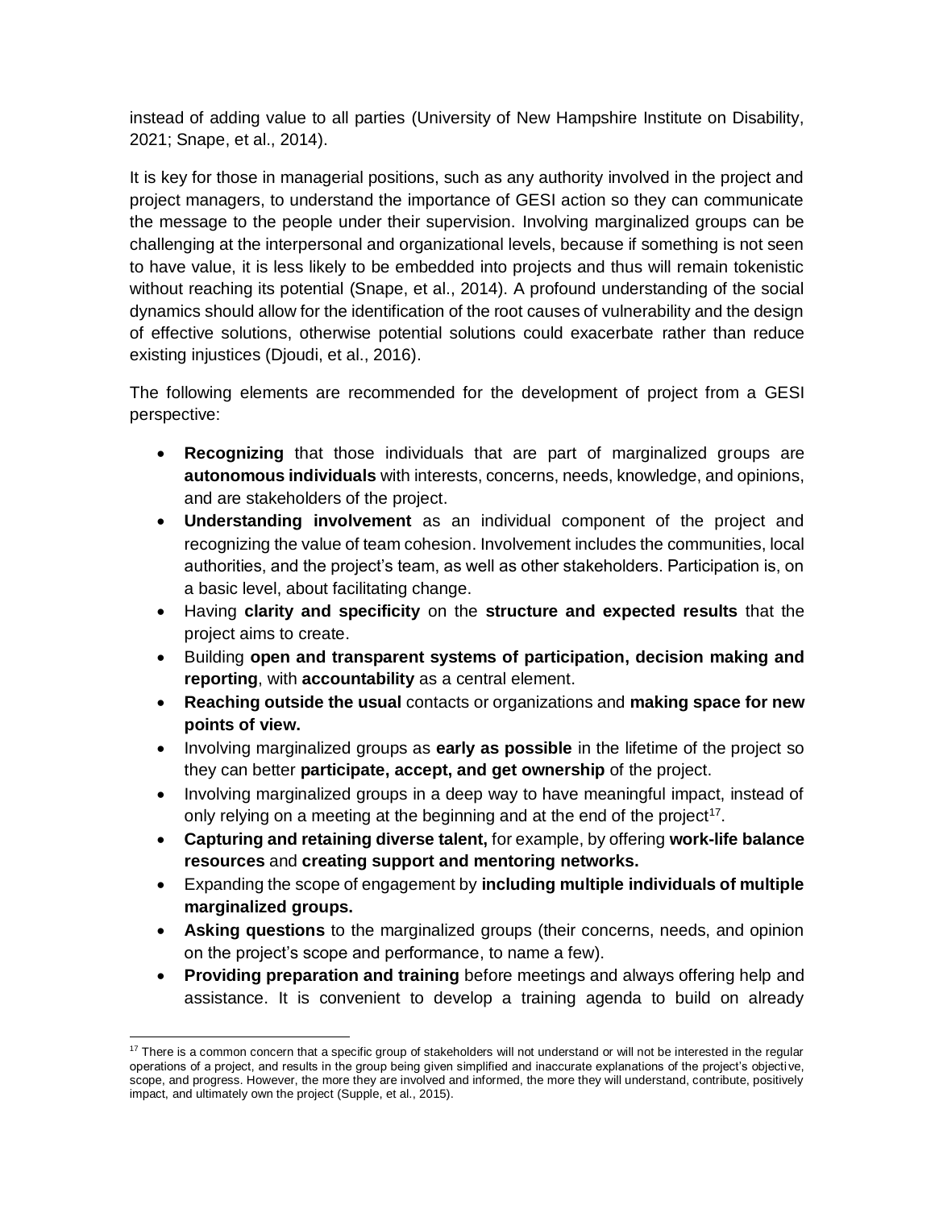instead of adding value to all parties (University of New Hampshire Institute on Disability, 2021; Snape, et al., 2014).

It is key for those in managerial positions, such as any authority involved in the project and project managers, to understand the importance of GESI action so they can communicate the message to the people under their supervision. Involving marginalized groups can be challenging at the interpersonal and organizational levels, because if something is not seen to have value, it is less likely to be embedded into projects and thus will remain tokenistic without reaching its potential (Snape, et al., 2014). A profound understanding of the social dynamics should allow for the identification of the root causes of vulnerability and the design of effective solutions, otherwise potential solutions could exacerbate rather than reduce existing injustices (Djoudi, et al., 2016).

The following elements are recommended for the development of project from a GESI perspective:

- **Recognizing** that those individuals that are part of marginalized groups are **autonomous individuals** with interests, concerns, needs, knowledge, and opinions, and are stakeholders of the project.
- **Understanding involvement** as an individual component of the project and recognizing the value of team cohesion. Involvement includes the communities, local authorities, and the project's team, as well as other stakeholders. Participation is, on a basic level, about facilitating change.
- Having **clarity and specificity** on the **structure and expected results** that the project aims to create.
- Building **open and transparent systems of participation, decision making and reporting**, with **accountability** as a central element.
- **Reaching outside the usual** contacts or organizations and **making space for new points of view.**
- Involving marginalized groups as **early as possible** in the lifetime of the project so they can better **participate, accept, and get ownership** of the project.
- Involving marginalized groups in a deep way to have meaningful impact, instead of only relying on a meeting at the beginning and at the end of the project[17].
- **Capturing and retaining diverse talent,** for example, by offering **work-life balance resources** and **creating support and mentoring networks.**
- Expanding the scope of engagement by **including multiple individuals of multiple marginalized groups.**
- **Asking questions** to the marginalized groups (their concerns, needs, and opinion on the project's scope and performance, to name a few).
- **Providing preparation and training** before meetings and always offering help and assistance. It is convenient to develop a training agenda to build on already

[17] There is a common concern that a specific group of stakeholders will not understand or will not be interested in the regular operations of a project, and results in the group being given simplified and inaccurate explanations of the project's objective, scope, and progress. However, the more they are involved and informed, the more they will understand, contribute, positively impact, and ultimately own the project (Supple, et al., 2015).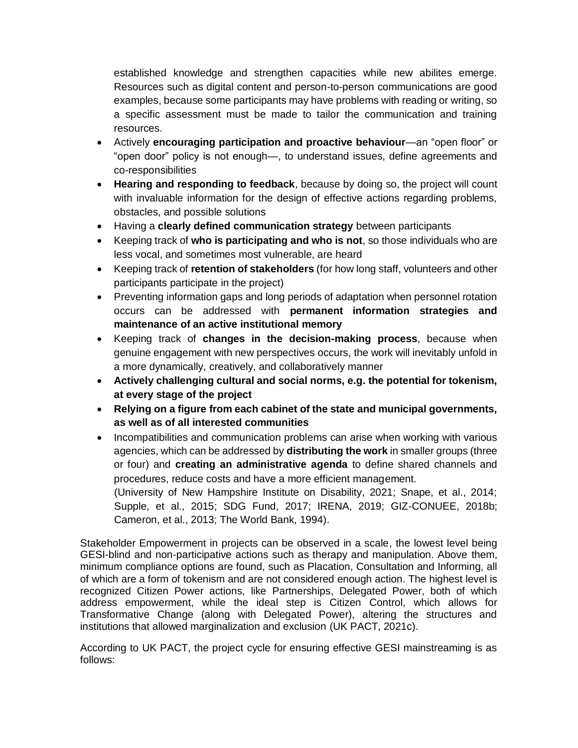established knowledge and strengthen capacities while new abilites emerge. Resources such as digital content and person-to-person communications are good examples, because some participants may have problems with reading or writing, so a specific assessment must be made to tailor the communication and training resources.

- Actively **encouraging participation and proactive behaviour**—an "open floor" or "open door" policy is not enough—, to understand issues, define agreements and co-responsibilities
- **Hearing and responding to feedback**, because by doing so, the project will count with invaluable information for the design of effective actions regarding problems, obstacles, and possible solutions
- Having a **clearly defined communication strategy** between participants
- Keeping track of **who is participating and who is not**, so those individuals who are less vocal, and sometimes most vulnerable, are heard
- Keeping track of **retention of stakeholders** (for how long staff, volunteers and other participants participate in the project)
- Preventing information gaps and long periods of adaptation when personnel rotation occurs can be addressed with **permanent information strategies and maintenance of an active institutional memory**
- Keeping track of **changes in the decision-making process**, because when genuine engagement with new perspectives occurs, the work will inevitably unfold in a more dynamically, creatively, and collaboratively manner
- **Actively challenging cultural and social norms, e.g. the potential for tokenism, at every stage of the project**
- **Relying on a figure from each cabinet of the state and municipal governments, as well as of all interested communities**
- Incompatibilities and communication problems can arise when working with various agencies, which can be addressed by **distributing the work** in smaller groups (three or four) and **creating an administrative agenda** to define shared channels and procedures, reduce costs and have a more efficient management.

  (University of New Hampshire Institute on Disability, 2021; Snape, et al., 2014; Supple, et al., 2015; SDG Fund, 2017; IRENA, 2019; GIZ-CONUEE, 2018b; Cameron, et al., 2013; The World Bank, 1994).

Stakeholder Empowerment in projects can be observed in a scale, the lowest level being GESI-blind and non-participative actions such as therapy and manipulation. Above them, minimum compliance options are found, such as Placation, Consultation and Informing, all of which are a form of tokenism and are not considered enough action. The highest level is recognized Citizen Power actions, like Partnerships, Delegated Power, both of which address empowerment, while the ideal step is Citizen Control, which allows for Transformative Change (along with Delegated Power), altering the structures and institutions that allowed marginalization and exclusion (UK PACT, 2021c).

According to UK PACT, the project cycle for ensuring effective GESI mainstreaming is as follows: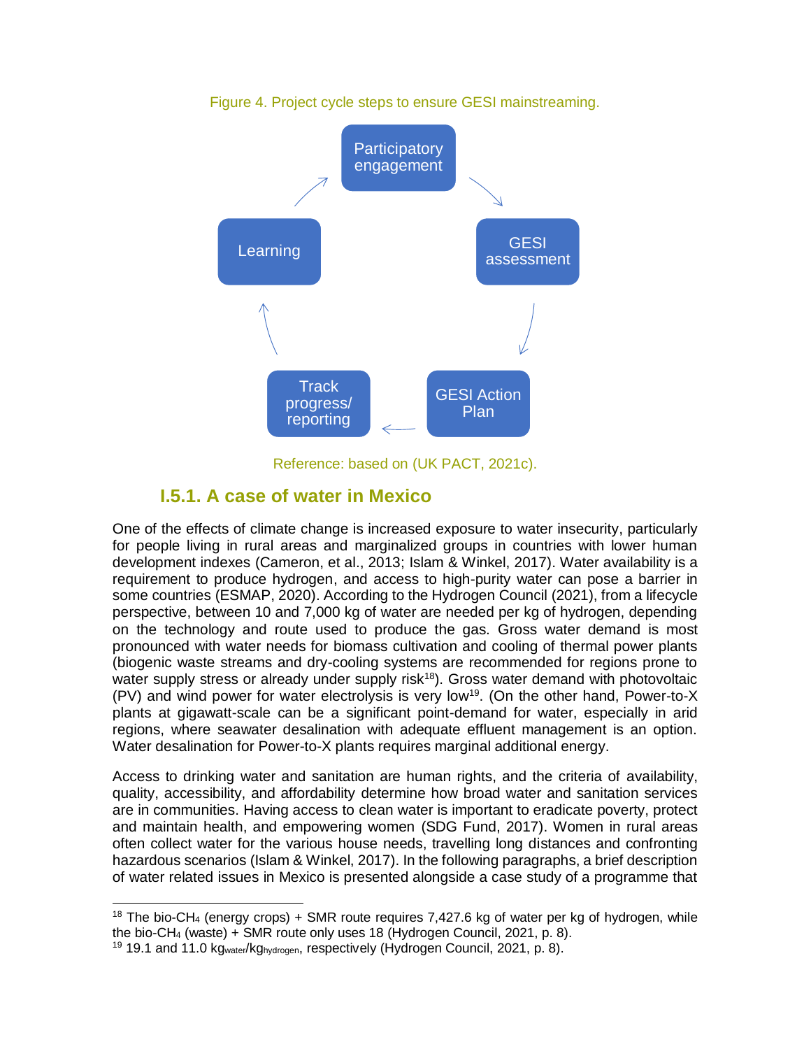Figure 4. Project cycle steps to ensure GESI mainstreaming.

Participatory engagement → GESI assessment → GESI Action Plan → Track progress/ reporting → Learning

Reference: based on (UK PACT, 2021c).

### I.5.1. A case of water in Mexico

One of the effects of climate change is increased exposure to water insecurity, particularly for people living in rural areas and marginalized groups in countries with lower human development indexes (Cameron, et al., 2013; Islam & Winkel, 2017). Water availability is a requirement to produce hydrogen, and access to high-purity water can pose a barrier in some countries (ESMAP, 2020). According to the Hydrogen Council (2021), from a lifecycle perspective, between 10 and 7,000 kg of water are needed per kg of hydrogen, depending on the technology and route used to produce the gas. Gross water demand is most pronounced with water needs for biomass cultivation and cooling of thermal power plants (biogenic waste streams and dry-cooling systems are recommended for regions prone to water supply stress or already under supply risk[18]). Gross water demand with photovoltaic (PV) and wind power for water electrolysis is very low[19]. (On the other hand, Power-to-X plants at gigawatt-scale can be a significant point-demand for water, especially in arid regions, where seawater desalination with adequate effluent management is an option. Water desalination for Power-to-X plants requires marginal additional energy.

Access to drinking water and sanitation are human rights, and the criteria of availability, quality, accessibility, and affordability determine how broad water and sanitation services are in communities. Having access to clean water is important to eradicate poverty, protect and maintain health, and empowering women (SDG Fund, 2017). Women in rural areas often collect water for the various house needs, travelling long distances and confronting hazardous scenarios (Islam & Winkel, 2017). In the following paragraphs, a brief description of water related issues in Mexico is presented alongside a case study of a programme that

---

[18] The bio-$CH_4$ (energy crops) + SMR route requires 7,427.6 kg of water per kg of hydrogen, while the bio-$CH_4$ (waste) + SMR route only uses 18 (Hydrogen Council, 2021, p. 8).

[19] 19.1 and 11.0 $kg_{water}/kg_{hydrogen}$, respectively (Hydrogen Council, 2021, p. 8).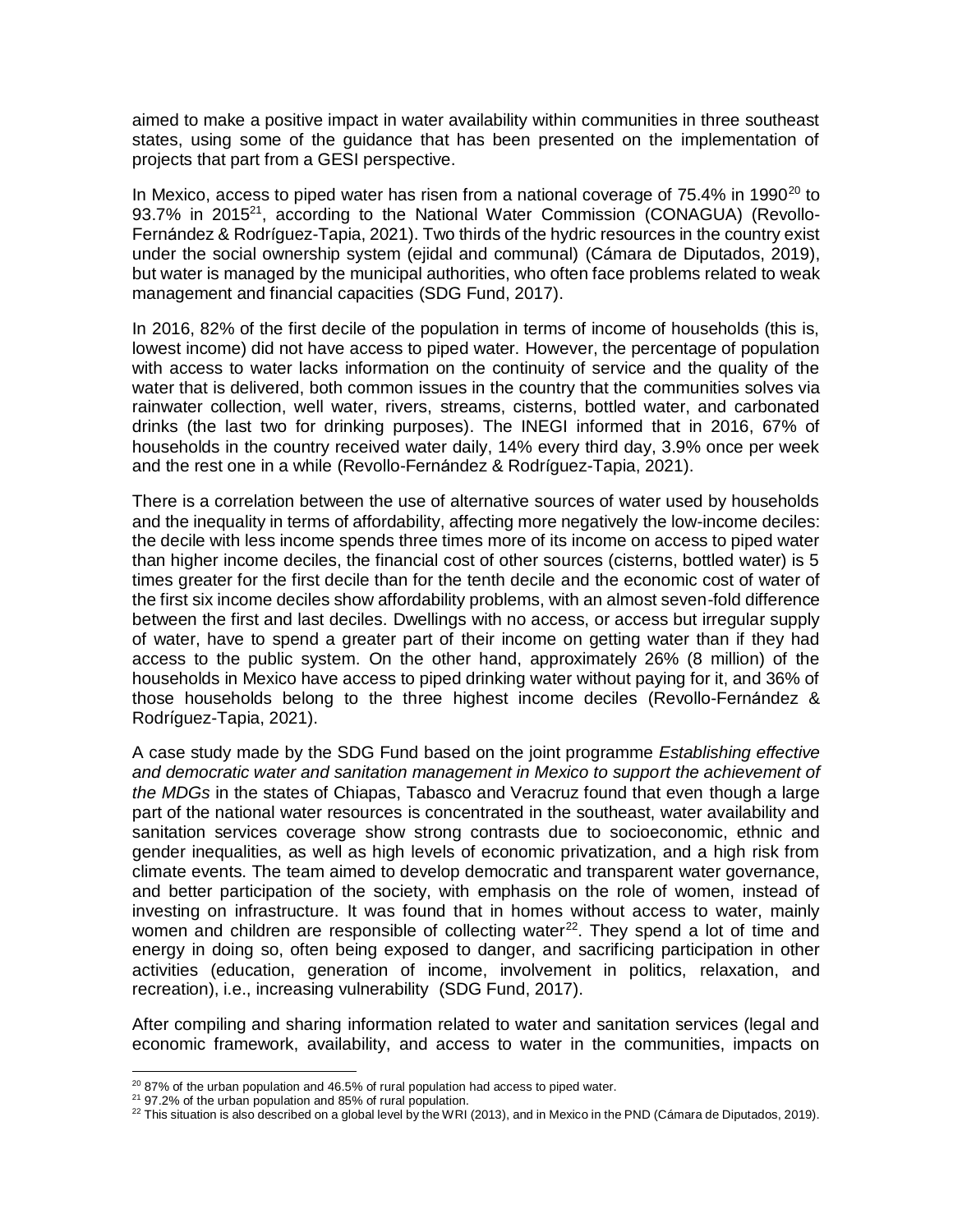aimed to make a positive impact in water availability within communities in three southeast states, using some of the guidance that has been presented on the implementation of projects that part from a GESI perspective.

In Mexico, access to piped water has risen from a national coverage of 75.4% in 1990[20] to 93.7% in 2015[21], according to the National Water Commission (CONAGUA) (Revollo-Fernández & Rodríguez-Tapia, 2021). Two thirds of the hydric resources in the country exist under the social ownership system (ejidal and communal) (Cámara de Diputados, 2019), but water is managed by the municipal authorities, who often face problems related to weak management and financial capacities (SDG Fund, 2017).

In 2016, 82% of the first decile of the population in terms of income of households (this is, lowest income) did not have access to piped water. However, the percentage of population with access to water lacks information on the continuity of service and the quality of the water that is delivered, both common issues in the country that the communities solves via rainwater collection, well water, rivers, streams, cisterns, bottled water, and carbonated drinks (the last two for drinking purposes). The INEGI informed that in 2016, 67% of households in the country received water daily, 14% every third day, 3.9% once per week and the rest one in a while (Revollo-Fernández & Rodríguez-Tapia, 2021).

There is a correlation between the use of alternative sources of water used by households and the inequality in terms of affordability, affecting more negatively the low-income deciles: the decile with less income spends three times more of its income on access to piped water than higher income deciles, the financial cost of other sources (cisterns, bottled water) is 5 times greater for the first decile than for the tenth decile and the economic cost of water of the first six income deciles show affordability problems, with an almost seven-fold difference between the first and last deciles. Dwellings with no access, or access but irregular supply of water, have to spend a greater part of their income on getting water than if they had access to the public system. On the other hand, approximately 26% (8 million) of the households in Mexico have access to piped drinking water without paying for it, and 36% of those households belong to the three highest income deciles (Revollo-Fernández & Rodríguez-Tapia, 2021).

A case study made by the SDG Fund based on the joint programme *Establishing effective and democratic water and sanitation management in Mexico to support the achievement of the MDGs* in the states of Chiapas, Tabasco and Veracruz found that even though a large part of the national water resources is concentrated in the southeast, water availability and sanitation services coverage show strong contrasts due to socioeconomic, ethnic and gender inequalities, as well as high levels of economic privatization, and a high risk from climate events. The team aimed to develop democratic and transparent water governance, and better participation of the society, with emphasis on the role of women, instead of investing on infrastructure. It was found that in homes without access to water, mainly women and children are responsible of collecting water[22]. They spend a lot of time and energy in doing so, often being exposed to danger, and sacrificing participation in other activities (education, generation of income, involvement in politics, relaxation, and recreation), i.e., increasing vulnerability (SDG Fund, 2017).

After compiling and sharing information related to water and sanitation services (legal and economic framework, availability, and access to water in the communities, impacts on

---

[20] 87% of the urban population and 46.5% of rural population had access to piped water.

[21] 97.2% of the urban population and 85% of rural population.

[22] This situation is also described on a global level by the WRI (2013), and in Mexico in the PND (Cámara de Diputados, 2019).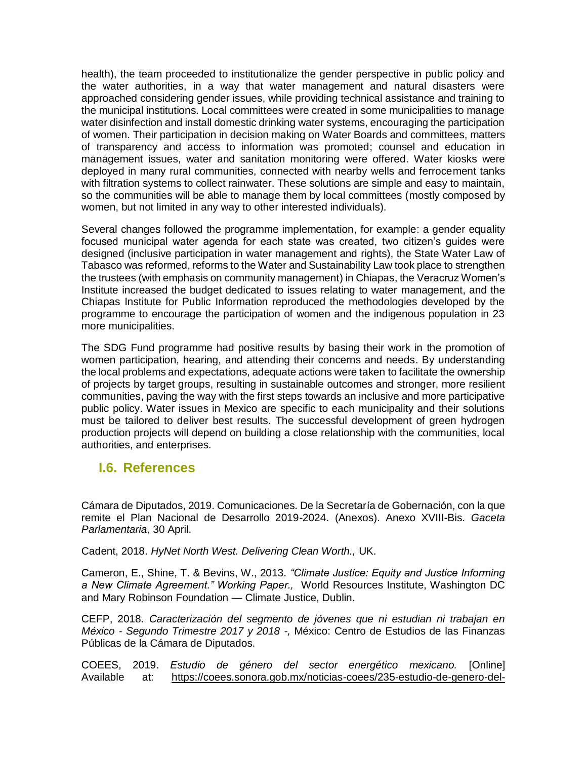health), the team proceeded to institutionalize the gender perspective in public policy and the water authorities, in a way that water management and natural disasters were approached considering gender issues, while providing technical assistance and training to the municipal institutions. Local committees were created in some municipalities to manage water disinfection and install domestic drinking water systems, encouraging the participation of women. Their participation in decision making on Water Boards and committees, matters of transparency and access to information was promoted; counsel and education in management issues, water and sanitation monitoring were offered. Water kiosks were deployed in many rural communities, connected with nearby wells and ferrocement tanks with filtration systems to collect rainwater. These solutions are simple and easy to maintain, so the communities will be able to manage them by local committees (mostly composed by women, but not limited in any way to other interested individuals).

Several changes followed the programme implementation, for example: a gender equality focused municipal water agenda for each state was created, two citizen's guides were designed (inclusive participation in water management and rights), the State Water Law of Tabasco was reformed, reforms to the Water and Sustainability Law took place to strengthen the trustees (with emphasis on community management) in Chiapas, the Veracruz Women's Institute increased the budget dedicated to issues relating to water management, and the Chiapas Institute for Public Information reproduced the methodologies developed by the programme to encourage the participation of women and the indigenous population in 23 more municipalities.

The SDG Fund programme had positive results by basing their work in the promotion of women participation, hearing, and attending their concerns and needs. By understanding the local problems and expectations, adequate actions were taken to facilitate the ownership of projects by target groups, resulting in sustainable outcomes and stronger, more resilient communities, paving the way with the first steps towards an inclusive and more participative public policy. Water issues in Mexico are specific to each municipality and their solutions must be tailored to deliver best results. The successful development of green hydrogen production projects will depend on building a close relationship with the communities, local authorities, and enterprises.

## I.6. References

Cámara de Diputados, 2019. Comunicaciones. De la Secretaría de Gobernación, con la que remite el Plan Nacional de Desarrollo 2019-2024. (Anexos). Anexo XVIII-Bis. *Gaceta Parlamentaria*, 30 April.

Cadent, 2018. *HyNet North West. Delivering Clean Worth.,* UK.

Cameron, E., Shine, T. & Bevins, W., 2013. *"Climate Justice: Equity and Justice Informing a New Climate Agreement." Working Paper.,* World Resources Institute, Washington DC and Mary Robinson Foundation — Climate Justice, Dublin.

CEFP, 2018. *Caracterización del segmento de jóvenes que ni estudian ni trabajan en México - Segundo Trimestre 2017 y 2018 -,* México: Centro de Estudios de las Finanzas Públicas de la Cámara de Diputados.

COEES, 2019. *Estudio de género del sector energético mexicano.* [Online] Available at: https://coees.sonora.gob.mx/noticias-coees/235-estudio-de-genero-del-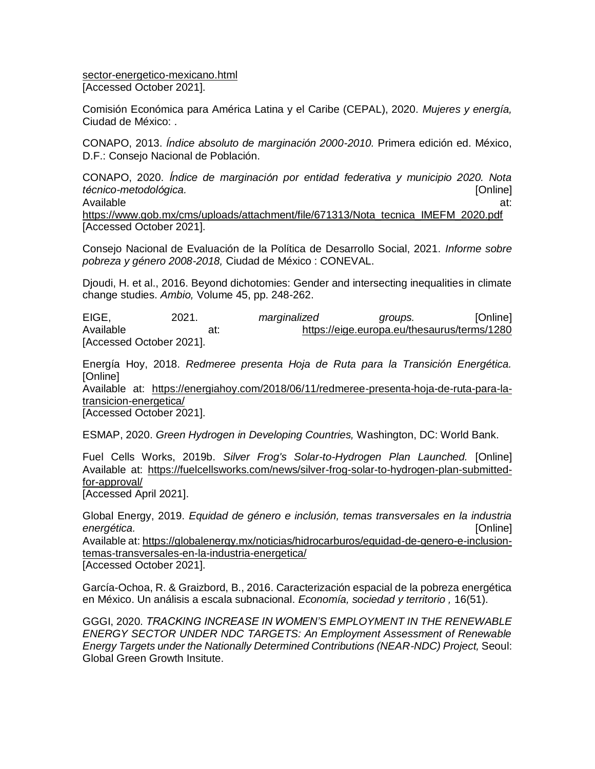sector-energetico-mexicano.html
[Accessed October 2021].

Comisión Económica para América Latina y el Caribe (CEPAL), 2020. *Mujeres y energía,* Ciudad de México: .

CONAPO, 2013. *Índice absoluto de marginación 2000-2010.* Primera edición ed. México, D.F.: Consejo Nacional de Población.

CONAPO, 2020. *Índice de marginación por entidad federativa y municipio 2020. Nota técnico-metodológica.* [Online]
Available at: https://www.gob.mx/cms/uploads/attachment/file/671313/Nota_tecnica_IMEFM_2020.pdf
[Accessed October 2021].

Consejo Nacional de Evaluación de la Política de Desarrollo Social, 2021. *Informe sobre pobreza y género 2008-2018,* Ciudad de México : CONEVAL.

Djoudi, H. et al., 2016. Beyond dichotomies: Gender and intersecting inequalities in climate change studies. *Ambio,* Volume 45, pp. 248-262.

EIGE, 2021. *marginalized groups.* [Online]
Available at: https://eige.europa.eu/thesaurus/terms/1280
[Accessed October 2021].

Energía Hoy, 2018. *Redmeree presenta Hoja de Ruta para la Transición Energética.* [Online]
Available at: https://energiahoy.com/2018/06/11/redmeree-presenta-hoja-de-ruta-para-la-transicion-energetica/
[Accessed October 2021].

ESMAP, 2020. *Green Hydrogen in Developing Countries,* Washington, DC: World Bank.

Fuel Cells Works, 2019b. *Silver Frog's Solar-to-Hydrogen Plan Launched.* [Online]
Available at: https://fuelcellsworks.com/news/silver-frog-solar-to-hydrogen-plan-submitted-for-approval/
[Accessed April 2021].

Global Energy, 2019. *Equidad de género e inclusión, temas transversales en la industria energética.* [Online]
Available at: https://globalenergy.mx/noticias/hidrocarburos/equidad-de-genero-e-inclusion-temas-transversales-en-la-industria-energetica/
[Accessed October 2021].

García-Ochoa, R. & Graizbord, B., 2016. Caracterización espacial de la pobreza energética en México. Un análisis a escala subnacional. *Economía, sociedad y territorio ,* 16(51).

GGGI, 2020. *TRACKING INCREASE IN WOMEN'S EMPLOYMENT IN THE RENEWABLE ENERGY SECTOR UNDER NDC TARGETS: An Employment Assessment of Renewable Energy Targets under the Nationally Determined Contributions (NEAR-NDC) Project,* Seoul: Global Green Growth Insitute.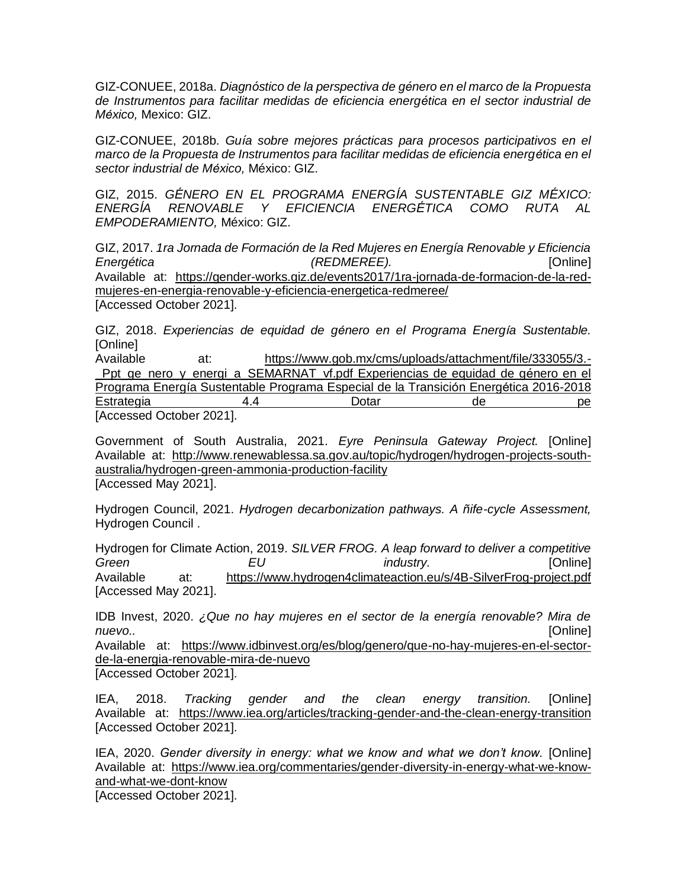GIZ-CONUEE, 2018a. *Diagnóstico de la perspectiva de género en el marco de la Propuesta de Instrumentos para facilitar medidas de eficiencia energética en el sector industrial de México,* Mexico: GIZ.

GIZ-CONUEE, 2018b. *Guía sobre mejores prácticas para procesos participativos en el marco de la Propuesta de Instrumentos para facilitar medidas de eficiencia energética en el sector industrial de México,* México: GIZ.

GIZ, 2015. *GÉNERO EN EL PROGRAMA ENERGÍA SUSTENTABLE GIZ MÉXICO: ENERGÍA RENOVABLE Y EFICIENCIA ENERGÉTICA COMO RUTA AL EMPODERAMIENTO,* México: GIZ.

GIZ, 2017. *1ra Jornada de Formación de la Red Mujeres en Energía Renovable y Eficiencia Energética (REDMEREE).* [Online] Available at: https://gender-works.giz.de/events2017/1ra-jornada-de-formacion-de-la-red-mujeres-en-energia-renovable-y-eficiencia-energetica-redmeree/
[Accessed October 2021].

GIZ, 2018. *Experiencias de equidad de género en el Programa Energía Sustentable.* [Online]
Available at: https://www.gob.mx/cms/uploads/attachment/file/333055/3.-_Ppt_ge_nero_y_energi_a_SEMARNAT_vf.pdf Experiencias de equidad de género en el Programa Energía Sustentable Programa Especial de la Transición Energética 2016-2018 Estrategia 4.4 Dotar de pe
[Accessed October 2021].

Government of South Australia, 2021. *Eyre Peninsula Gateway Project.* [Online] Available at: http://www.renewablessa.sa.gov.au/topic/hydrogen/hydrogen-projects-south-australia/hydrogen-green-ammonia-production-facility
[Accessed May 2021].

Hydrogen Council, 2021. *Hydrogen decarbonization pathways. A ñife-cycle Assessment,* Hydrogen Council .

Hydrogen for Climate Action, 2019. *SILVER FROG. A leap forward to deliver a competitive Green EU industry.* [Online] Available at: https://www.hydrogen4climateaction.eu/s/4B-SilverFrog-project.pdf
[Accessed May 2021].

IDB Invest, 2020. *¿Que no hay mujeres en el sector de la energía renovable? Mira de nuevo..* [Online]
Available at: https://www.idbinvest.org/es/blog/genero/que-no-hay-mujeres-en-el-sector-de-la-energia-renovable-mira-de-nuevo
[Accessed October 2021].

IEA, 2018. *Tracking gender and the clean energy transition.* [Online] Available at: https://www.iea.org/articles/tracking-gender-and-the-clean-energy-transition
[Accessed October 2021].

IEA, 2020. *Gender diversity in energy: what we know and what we don't know.* [Online] Available at: https://www.iea.org/commentaries/gender-diversity-in-energy-what-we-know-and-what-we-dont-know
[Accessed October 2021].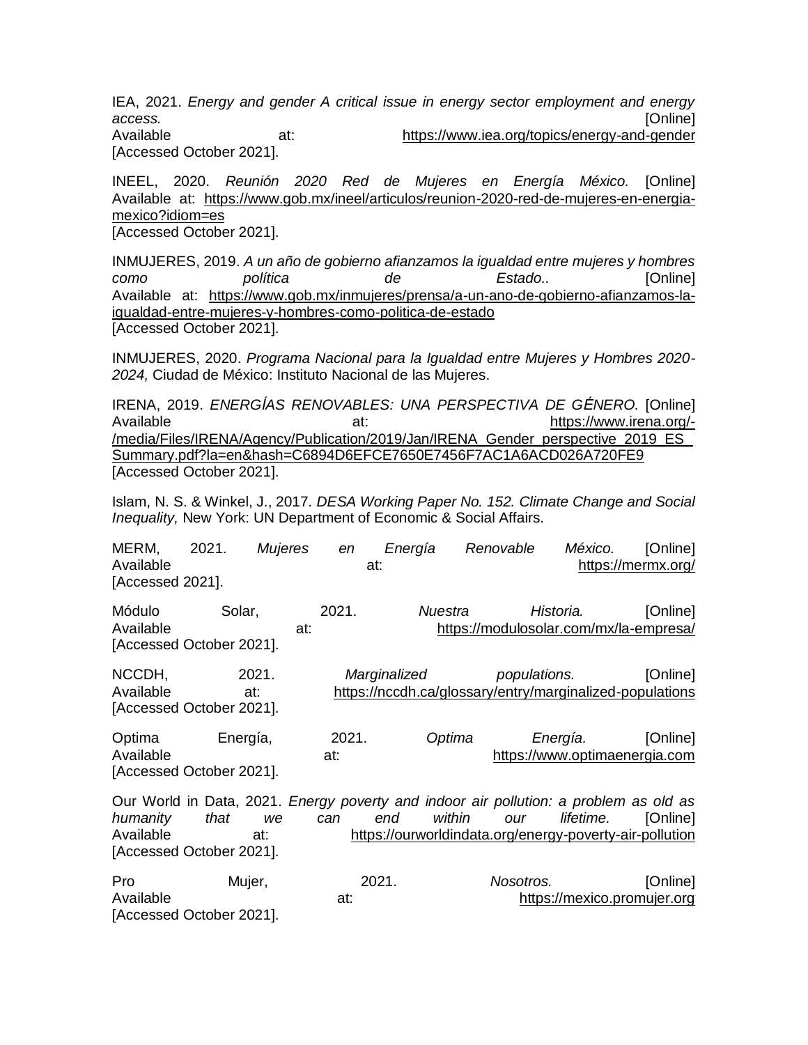IEA, 2021. *Energy and gender A critical issue in energy sector employment and energy access.* [Online] Available at: https://www.iea.org/topics/energy-and-gender [Accessed October 2021].

INEEL, 2020. *Reunión 2020 Red de Mujeres en Energía México.* [Online] Available at: https://www.gob.mx/ineel/articulos/reunion-2020-red-de-mujeres-en-energia-mexico?idiom=es [Accessed October 2021].

INMUJERES, 2019. *A un año de gobierno afianzamos la igualdad entre mujeres y hombres como política de Estado..* [Online] Available at: https://www.gob.mx/inmujeres/prensa/a-un-ano-de-gobierno-afianzamos-la-igualdad-entre-mujeres-y-hombres-como-politica-de-estado [Accessed October 2021].

INMUJERES, 2020. *Programa Nacional para la Igualdad entre Mujeres y Hombres 2020-2024,* Ciudad de México: Instituto Nacional de las Mujeres.

IRENA, 2019. *ENERGÍAS RENOVABLES: UNA PERSPECTIVA DE GÉNERO.* [Online] Available at: https://www.irena.org/-/media/Files/IRENA/Agency/Publication/2019/Jan/IRENA_Gender_perspective_2019_ES_Summary.pdf?la=en&hash=C6894D6EFCE7650E7456F7AC1A6ACD026A720FE9 [Accessed October 2021].

Islam, N. S. & Winkel, J., 2017. *DESA Working Paper No. 152. Climate Change and Social Inequality,* New York: UN Department of Economic & Social Affairs.

MERM, 2021. *Mujeres en Energía Renovable México.* [Online] Available at: https://mermx.org/ [Accessed 2021].

Módulo Solar, 2021. *Nuestra Historia.* [Online] Available at: https://modulosolar.com/mx/la-empresa/ [Accessed October 2021].

NCCDH, 2021. *Marginalized populations.* [Online] Available at: https://nccdh.ca/glossary/entry/marginalized-populations [Accessed October 2021].

Optima Energía, 2021. *Optima Energía.* [Online] Available at: https://www.optimaenergia.com [Accessed October 2021].

Our World in Data, 2021. *Energy poverty and indoor air pollution: a problem as old as humanity that we can end within our lifetime.* [Online] Available at: https://ourworldindata.org/energy-poverty-air-pollution [Accessed October 2021].

Pro Mujer, 2021. *Nosotros.* [Online] Available at: https://mexico.promujer.org [Accessed October 2021].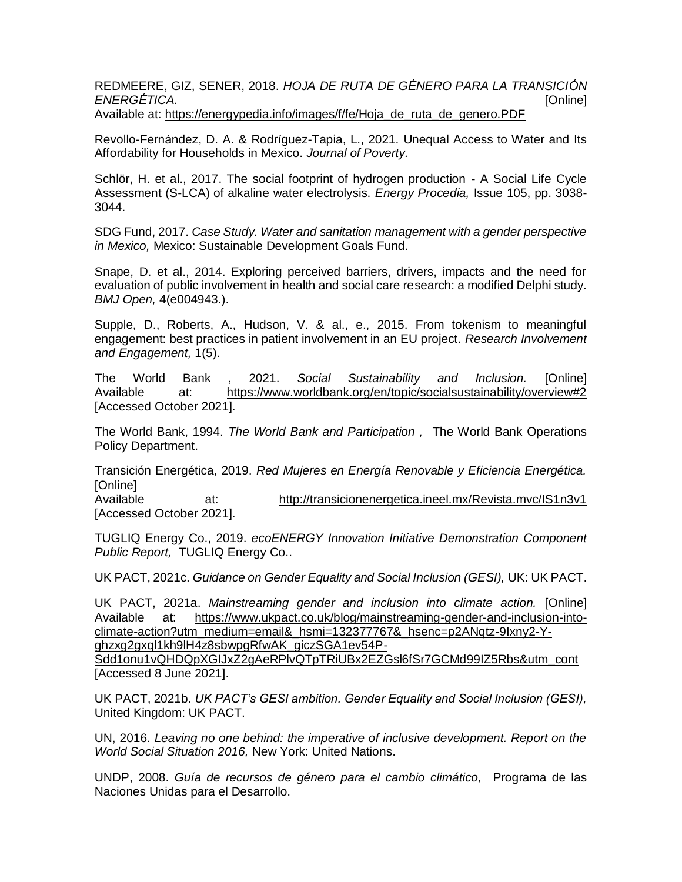REDMEERE, GIZ, SENER, 2018. *HOJA DE RUTA DE GÉNERO PARA LA TRANSICIÓN ENERGÉTICA.* [Online]
Available at: https://energypedia.info/images/f/fe/Hoja_de_ruta_de_genero.PDF

Revollo-Fernández, D. A. & Rodríguez-Tapia, L., 2021. Unequal Access to Water and Its Affordability for Households in Mexico. *Journal of Poverty.*

Schlör, H. et al., 2017. The social footprint of hydrogen production - A Social Life Cycle Assessment (S-LCA) of alkaline water electrolysis. *Energy Procedia,* Issue 105, pp. 3038-3044.

SDG Fund, 2017. *Case Study. Water and sanitation management with a gender perspective in Mexico,* Mexico: Sustainable Development Goals Fund.

Snape, D. et al., 2014. Exploring perceived barriers, drivers, impacts and the need for evaluation of public involvement in health and social care research: a modified Delphi study. *BMJ Open,* 4(e004943.).

Supple, D., Roberts, A., Hudson, V. & al., e., 2015. From tokenism to meaningful engagement: best practices in patient involvement in an EU project. *Research Involvement and Engagement,* 1(5).

The World Bank , 2021. *Social Sustainability and Inclusion.* [Online]
Available at: https://www.worldbank.org/en/topic/socialsustainability/overview#2
[Accessed October 2021].

The World Bank, 1994. *The World Bank and Participation ,* The World Bank Operations Policy Department.

Transición Energética, 2019. *Red Mujeres en Energía Renovable y Eficiencia Energética.* [Online]
Available at: http://transicionenergetica.ineel.mx/Revista.mvc/IS1n3v1
[Accessed October 2021].

TUGLIQ Energy Co., 2019. *ecoENERGY Innovation Initiative Demonstration Component Public Report,* TUGLIQ Energy Co..

UK PACT, 2021c. *Guidance on Gender Equality and Social Inclusion (GESI),* UK: UK PACT.

UK PACT, 2021a. *Mainstreaming gender and inclusion into climate action.* [Online]
Available at: https://www.ukpact.co.uk/blog/mainstreaming-gender-and-inclusion-into-climate-action?utm_medium=email&_hsmi=132377767&_hsenc=p2ANqtz-9Ixny2-Y-ghzxg2gxql1kh9lH4z8sbwpgRfwAK_giczSGA1ev54P-Sdd1onu1vQHDQpXGIJxZ2gAeRPlvQTpTRiUBx2EZGsl6fSr7GCMd99IZ5Rbs&utm_cont
[Accessed 8 June 2021].

UK PACT, 2021b. *UK PACT's GESI ambition. Gender Equality and Social Inclusion (GESI),* United Kingdom: UK PACT.

UN, 2016. *Leaving no one behind: the imperative of inclusive development. Report on the World Social Situation 2016,* New York: United Nations.

UNDP, 2008. *Guía de recursos de género para el cambio climático,* Programa de las Naciones Unidas para el Desarrollo.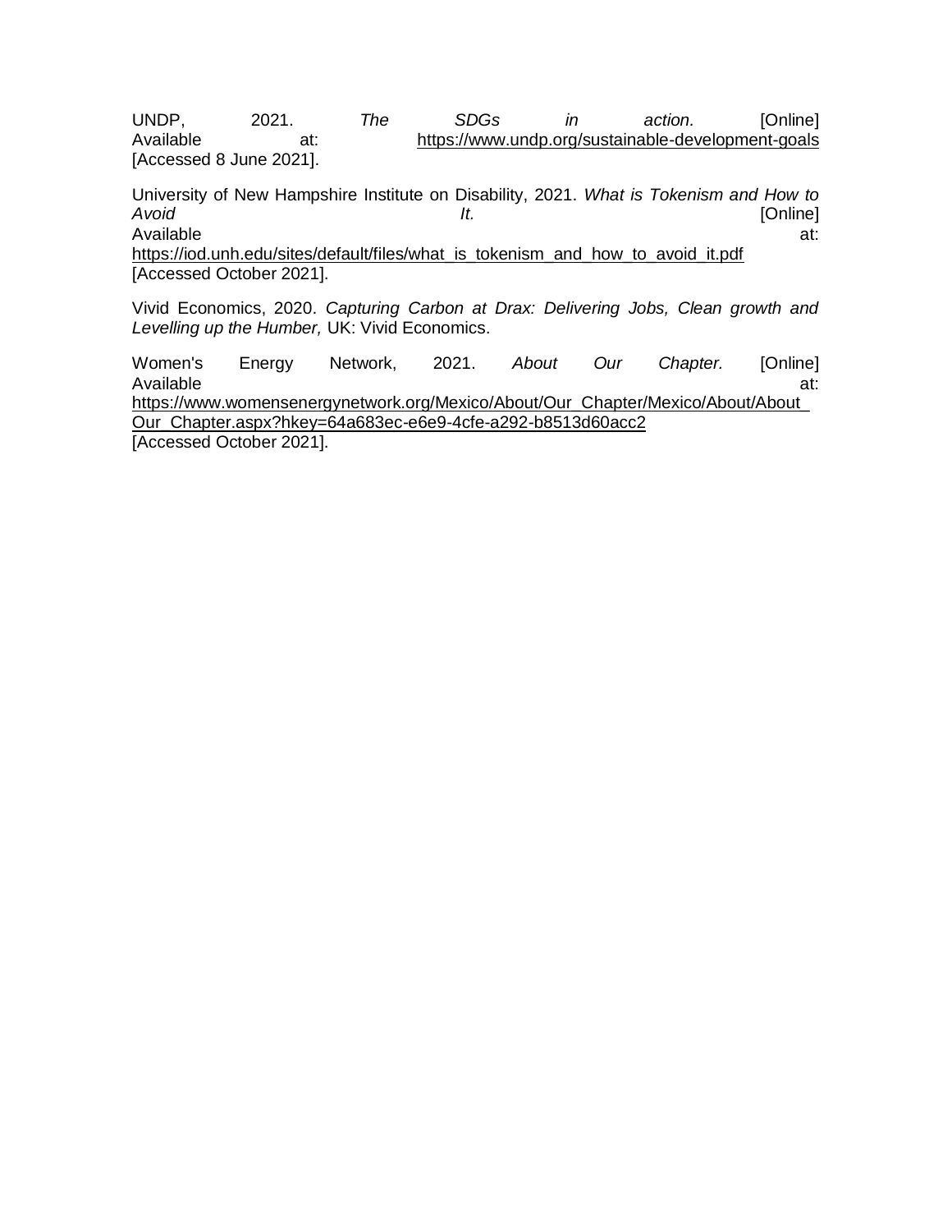UNDP, 2021. *The SDGs in action.* [Online] Available at: https://www.undp.org/sustainable-development-goals [Accessed 8 June 2021].

University of New Hampshire Institute on Disability, 2021. *What is Tokenism and How to Avoid It.* [Online] Available at: https://iod.unh.edu/sites/default/files/what_is_tokenism_and_how_to_avoid_it.pdf [Accessed October 2021].

Vivid Economics, 2020. *Capturing Carbon at Drax: Delivering Jobs, Clean growth and Levelling up the Humber,* UK: Vivid Economics.

Women's Energy Network, 2021. *About Our Chapter.* [Online] Available at: https://www.womensenergynetwork.org/Mexico/About/Our_Chapter/Mexico/About/About_Our_Chapter.aspx?hkey=64a683ec-e6e9-4cfe-a292-b8513d60acc2 [Accessed October 2021].